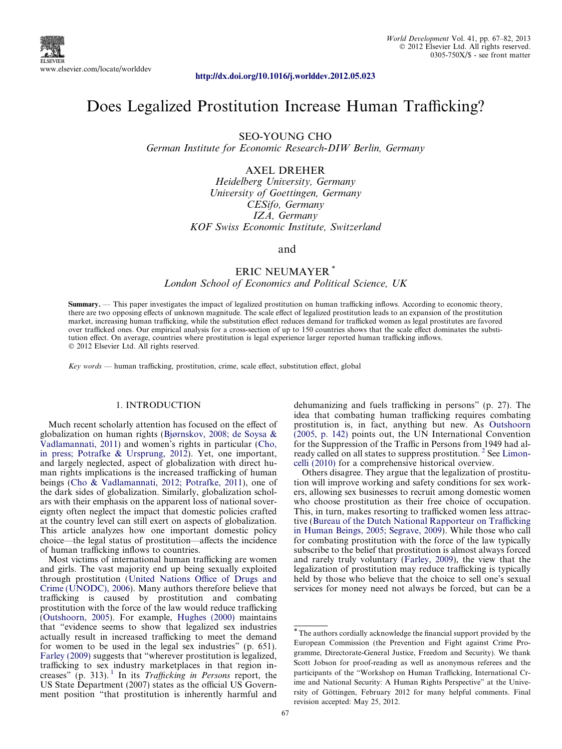http://dx.doi.org/10.1016/j.worlddev.2012.05.023

# Does Legalized Prostitution Increase Human Trafficking?

SEO-YOUNG CHO
*German Institute for Economic Research-DIW Berlin, Germany*

AXEL DREHER
*Heidelberg University, Germany*
*University of Goettingen, Germany*
*CESifo, Germany*
*IZA, Germany*
*KOF Swiss Economic Institute, Switzerland*

and

ERIC NEUMAYER [*]
*London School of Economics and Political Science, UK*

**Summary.** — This paper investigates the impact of legalized prostitution on human trafficking inflows. According to economic theory, there are two opposing effects of unknown magnitude. The scale effect of legalized prostitution leads to an expansion of the prostitution market, increasing human trafficking, while the substitution effect reduces demand for trafficked women as legal prostitutes are favored over trafficked ones. Our empirical analysis for a cross-section of up to 150 countries shows that the scale effect dominates the substitution effect. On average, countries where prostitution is legal experience larger reported human trafficking inflows.
© 2012 Elsevier Ltd. All rights reserved.

*Key words* — human trafficking, prostitution, crime, scale effect, substitution effect, global

## 1. INTRODUCTION

Much recent scholarly attention has focused on the effect of globalization on human rights (Bjørnskov, 2008; de Soysa & Vadlamannati, 2011) and women's rights in particular (Cho, in press; Potrafke & Ursprung, 2012). Yet, one important, and largely neglected, aspect of globalization with direct human rights implications is the increased trafficking of human beings (Cho & Vadlamannati, 2012; Potrafke, 2011), one of the dark sides of globalization. Similarly, globalization scholars with their emphasis on the apparent loss of national sovereignty often neglect the impact that domestic policies crafted at the country level can still exert on aspects of globalization. This article analyzes how one important domestic policy choice—the legal status of prostitution—affects the incidence of human trafficking inflows to countries.

Most victims of international human trafficking are women and girls. The vast majority end up being sexually exploited through prostitution (United Nations Office of Drugs and Crime (UNODC), 2006). Many authors therefore believe that trafficking is caused by prostitution and combating prostitution with the force of the law would reduce trafficking (Outshoorn, 2005). For example, Hughes (2000) maintains that "evidence seems to show that legalized sex industries actually result in increased trafficking to meet the demand for women to be used in the legal sex industries" (p. 651). Farley (2009) suggests that "wherever prostitution is legalized, trafficking to sex industry marketplaces in that region increases" (p. 313). [1] In its *Trafficking in Persons* report, the US State Department (2007) states as the official US Government position "that prostitution is inherently harmful and dehumanizing and fuels trafficking in persons" (p. 27). The idea that combating human trafficking requires combating prostitution is, in fact, anything but new. As Outshoorn (2005, p. 142) points out, the UN International Convention for the Suppression of the Traffic in Persons from 1949 had already called on all states to suppress prostitution. [2] See Limoncelli (2010) for a comprehensive historical overview.

Others disagree. They argue that the legalization of prostitution will improve working and safety conditions for sex workers, allowing sex businesses to recruit among domestic women who choose prostitution as their free choice of occupation. This, in turn, makes resorting to trafficked women less attractive (Bureau of the Dutch National Rapporteur on Trafficking in Human Beings, 2005; Segrave, 2009). While those who call for combating prostitution with the force of the law typically subscribe to the belief that prostitution is almost always forced and rarely truly voluntary (Farley, 2009), the view that the legalization of prostitution may reduce trafficking is typically held by those who believe that the choice to sell one's sexual services for money need not always be forced, but can be a

---

[*] The authors cordially acknowledge the financial support provided by the European Commission (the Prevention and Fight against Crime Programme, Directorate-General Justice, Freedom and Security). We thank Scott Jobson for proof-reading as well as anonymous referees and the participants of the "Workshop on Human Trafficking, International Crime and National Security: A Human Rights Perspective" at the University of Göttingen, February 2012 for many helpful comments. Final revision accepted: May 25, 2012.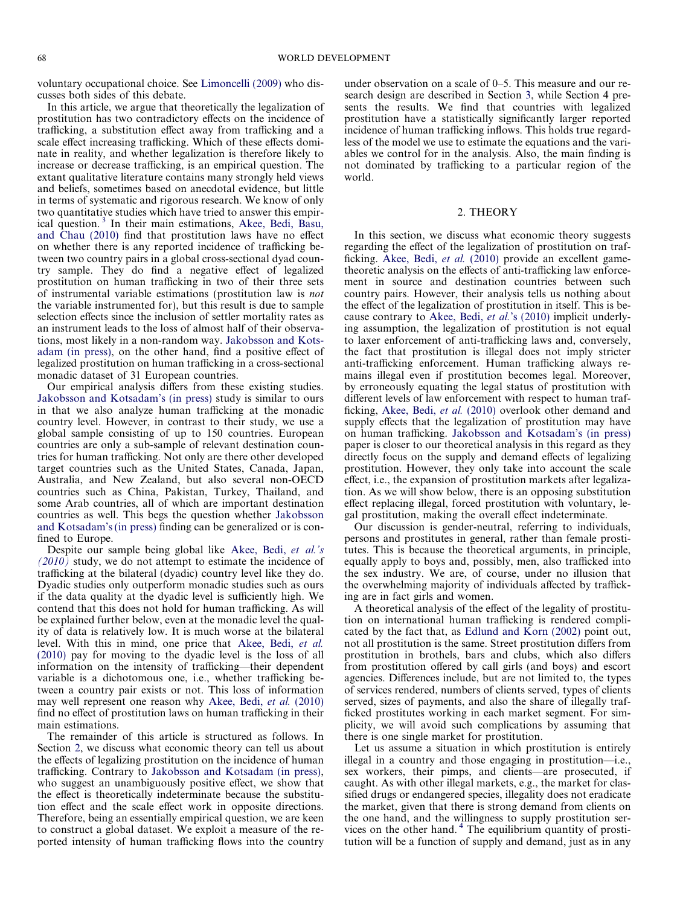voluntary occupational choice. See Limoncelli (2009) who discusses both sides of this debate.

In this article, we argue that theoretically the legalization of prostitution has two contradictory effects on the incidence of trafficking, a substitution effect away from trafficking and a scale effect increasing trafficking. Which of these effects dominate in reality, and whether legalization is therefore likely to increase or decrease trafficking, is an empirical question. The extant qualitative literature contains many strongly held views and beliefs, sometimes based on anecdotal evidence, but little in terms of systematic and rigorous research. We know of only two quantitative studies which have tried to answer this empirical question.[3] In their main estimations, Akee, Bedi, Basu, and Chau (2010) find that prostitution laws have no effect on whether there is any reported incidence of trafficking between two country pairs in a global cross-sectional dyad country sample. They do find a negative effect of legalized prostitution on human trafficking in two of their three sets of instrumental variable estimations (prostitution law is *not* the variable instrumented for), but this result is due to sample selection effects since the inclusion of settler mortality rates as an instrument leads to the loss of almost half of their observations, most likely in a non-random way. Jakobsson and Kotsadam (in press), on the other hand, find a positive effect of legalized prostitution on human trafficking in a cross-sectional monadic dataset of 31 European countries.

Our empirical analysis differs from these existing studies. Jakobsson and Kotsadam's (in press) study is similar to ours in that we also analyze human trafficking at the monadic country level. However, in contrast to their study, we use a global sample consisting of up to 150 countries. European countries are only a sub-sample of relevant destination countries for human trafficking. Not only are there other developed target countries such as the United States, Canada, Japan, Australia, and New Zealand, but also several non-OECD countries such as China, Pakistan, Turkey, Thailand, and some Arab countries, all of which are important destination countries as well. This begs the question whether Jakobsson and Kotsadam's (in press) finding can be generalized or is confined to Europe.

Despite our sample being global like Akee, Bedi, *et al.'s (2010)* study, we do not attempt to estimate the incidence of trafficking at the bilateral (dyadic) country level like they do. Dyadic studies only outperform monadic studies such as ours if the data quality at the dyadic level is sufficiently high. We contend that this does not hold for human trafficking. As will be explained further below, even at the monadic level the quality of data is relatively low. It is much worse at the bilateral level. With this in mind, one price that Akee, Bedi, *et al.* (2010) pay for moving to the dyadic level is the loss of all information on the intensity of trafficking—their dependent variable is a dichotomous one, i.e., whether trafficking between a country pair exists or not. This loss of information may well represent one reason why Akee, Bedi, *et al.* (2010) find no effect of prostitution laws on human trafficking in their main estimations.

The remainder of this article is structured as follows. In Section 2, we discuss what economic theory can tell us about the effects of legalizing prostitution on the incidence of human trafficking. Contrary to Jakobsson and Kotsadam (in press), who suggest an unambiguously positive effect, we show that the effect is theoretically indeterminate because the substitution effect and the scale effect work in opposite directions. Therefore, being an essentially empirical question, we are keen to construct a global dataset. We exploit a measure of the reported intensity of human trafficking flows into the country under observation on a scale of 0–5. This measure and our research design are described in Section 3, while Section 4 presents the results. We find that countries with legalized prostitution have a statistically significantly larger reported incidence of human trafficking inflows. This holds true regardless of the model we use to estimate the equations and the variables we control for in the analysis. Also, the main finding is not dominated by trafficking to a particular region of the world.

## 2. THEORY

In this section, we discuss what economic theory suggests regarding the effect of the legalization of prostitution on trafficking. Akee, Bedi, *et al.* (2010) provide an excellent game-theoretic analysis on the effects of anti-trafficking law enforcement in source and destination countries between such country pairs. However, their analysis tells us nothing about the effect of the legalization of prostitution in itself. This is because contrary to Akee, Bedi, *et al.*'s (2010) implicit underlying assumption, the legalization of prostitution is not equal to laxer enforcement of anti-trafficking laws and, conversely, the fact that prostitution is illegal does not imply stricter anti-trafficking enforcement. Human trafficking always remains illegal even if prostitution becomes legal. Moreover, by erroneously equating the legal status of prostitution with different levels of law enforcement with respect to human trafficking, Akee, Bedi, *et al.* (2010) overlook other demand and supply effects that the legalization of prostitution may have on human trafficking. Jakobsson and Kotsadam's (in press) paper is closer to our theoretical analysis in this regard as they directly focus on the supply and demand effects of legalizing prostitution. However, they only take into account the scale effect, i.e., the expansion of prostitution markets after legalization. As we will show below, there is an opposing substitution effect replacing illegal, forced prostitution with voluntary, legal prostitution, making the overall effect indeterminate.

Our discussion is gender-neutral, referring to individuals, persons and prostitutes in general, rather than female prostitutes. This is because the theoretical arguments, in principle, equally apply to boys and, possibly, men, also trafficked into the sex industry. We are, of course, under no illusion that the overwhelming majority of individuals affected by trafficking are in fact girls and women.

A theoretical analysis of the effect of the legality of prostitution on international human trafficking is rendered complicated by the fact that, as Edlund and Korn (2002) point out, not all prostitution is the same. Street prostitution differs from prostitution in brothels, bars and clubs, which also differs from prostitution offered by call girls (and boys) and escort agencies. Differences include, but are not limited to, the types of services rendered, numbers of clients served, types of clients served, sizes of payments, and also the share of illegally trafficked prostitutes working in each market segment. For simplicity, we will avoid such complications by assuming that there is one single market for prostitution.

Let us assume a situation in which prostitution is entirely illegal in a country and those engaging in prostitution—i.e., sex workers, their pimps, and clients—are prosecuted, if caught. As with other illegal markets, e.g., the market for classified drugs or endangered species, illegality does not eradicate the market, given that there is strong demand from clients on the one hand, and the willingness to supply prostitution services on the other hand.[4] The equilibrium quantity of prostitution will be a function of supply and demand, just as in any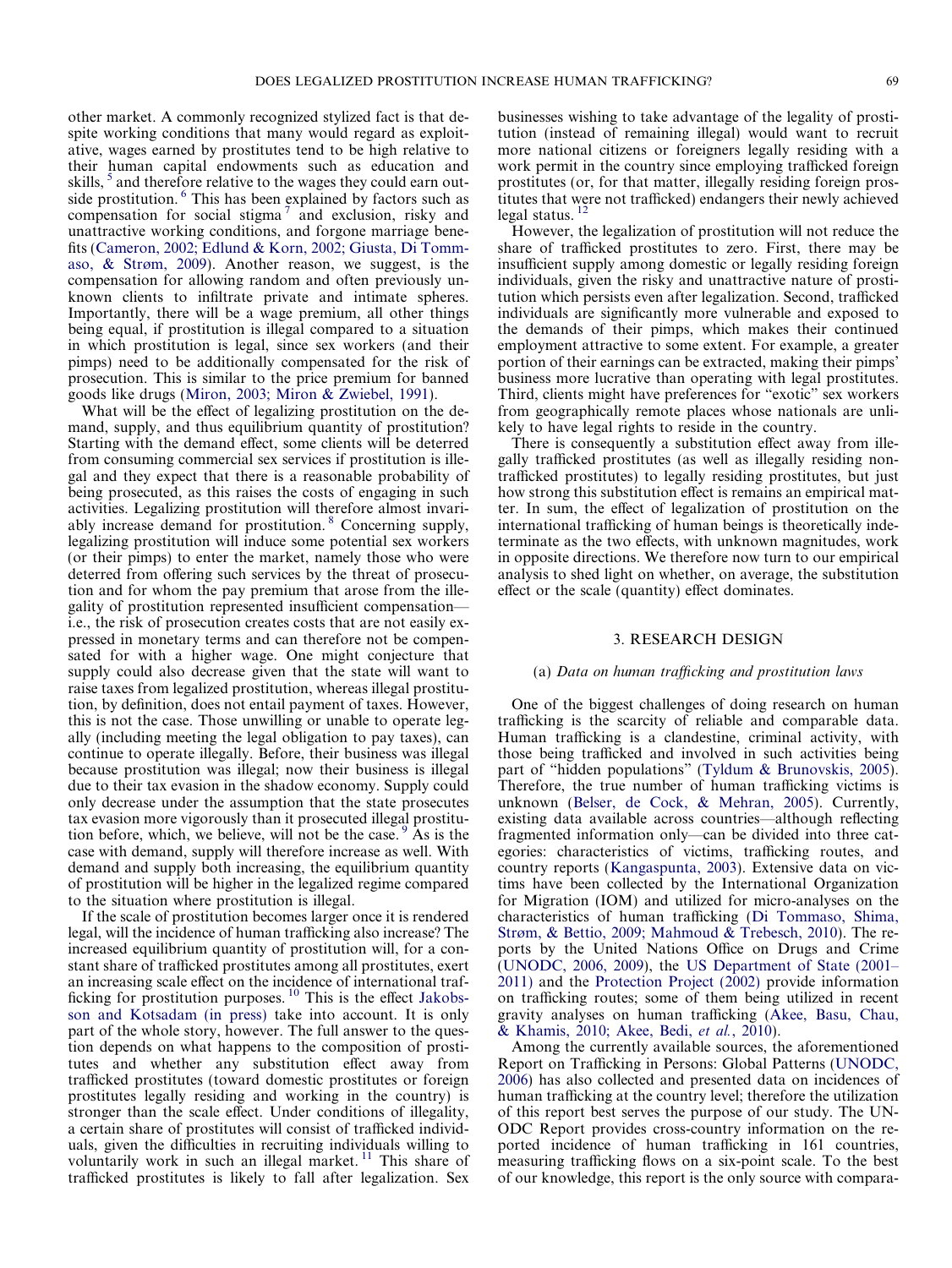other market. A commonly recognized stylized fact is that despite working conditions that many would regard as exploitative, wages earned by prostitutes tend to be high relative to their human capital endowments such as education and skills, [5] and therefore relative to the wages they could earn outside prostitution. [6] This has been explained by factors such as compensation for social stigma [7] and exclusion, risky and unattractive working conditions, and forgone marriage benefits (Cameron, 2002; Edlund & Korn, 2002; Giusta, Di Tommaso, & Strøm, 2009). Another reason, we suggest, is the compensation for allowing random and often previously unknown clients to infiltrate private and intimate spheres. Importantly, there will be a wage premium, all other things being equal, if prostitution is illegal compared to a situation in which prostitution is legal, since sex workers (and their pimps) need to be additionally compensated for the risk of prosecution. This is similar to the price premium for banned goods like drugs (Miron, 2003; Miron & Zwiebel, 1991).

What will be the effect of legalizing prostitution on the demand, supply, and thus equilibrium quantity of prostitution? Starting with the demand effect, some clients will be deterred from consuming commercial sex services if prostitution is illegal and they expect that there is a reasonable probability of being prosecuted, as this raises the costs of engaging in such activities. Legalizing prostitution will therefore almost invariably increase demand for prostitution. [8] Concerning supply, legalizing prostitution will induce some potential sex workers (or their pimps) to enter the market, namely those who were deterred from offering such services by the threat of prosecution and for whom the pay premium that arose from the illegality of prostitution represented insufficient compensation—i.e., the risk of prosecution creates costs that are not easily expressed in monetary terms and can therefore not be compensated for with a higher wage. One might conjecture that supply could also decrease given that the state will want to raise taxes from legalized prostitution, whereas illegal prostitution, by definition, does not entail payment of taxes. However, this is not the case. Those unwilling or unable to operate legally (including meeting the legal obligation to pay taxes), can continue to operate illegally. Before, their business was illegal because prostitution was illegal; now their business is illegal due to their tax evasion in the shadow economy. Supply could only decrease under the assumption that the state prosecutes tax evasion more vigorously than it prosecuted illegal prostitution before, which, we believe, will not be the case. [9] As is the case with demand, supply will therefore increase as well. With demand and supply both increasing, the equilibrium quantity of prostitution will be higher in the legalized regime compared to the situation where prostitution is illegal.

If the scale of prostitution becomes larger once it is rendered legal, will the incidence of human trafficking also increase? The increased equilibrium quantity of prostitution will, for a constant share of trafficked prostitutes among all prostitutes, exert an increasing scale effect on the incidence of international trafficking for prostitution purposes. [10] This is the effect Jakobsson and Kotsadam (in press) take into account. It is only part of the whole story, however. The full answer to the question depends on what happens to the composition of prostitutes and whether any substitution effect away from trafficked prostitutes (toward domestic prostitutes or foreign prostitutes legally residing and working in the country) is stronger than the scale effect. Under conditions of illegality, a certain share of prostitutes will consist of trafficked individuals, given the difficulties in recruiting individuals willing to voluntarily work in such an illegal market. [11] This share of trafficked prostitutes is likely to fall after legalization. Sex businesses wishing to take advantage of the legality of prostitution (instead of remaining illegal) would want to recruit more national citizens or foreigners legally residing with a work permit in the country since employing trafficked foreign prostitutes (or, for that matter, illegally residing foreign prostitutes that were not trafficked) endangers their newly achieved legal status. [12]

However, the legalization of prostitution will not reduce the share of trafficked prostitutes to zero. First, there may be insufficient supply among domestic or legally residing foreign individuals, given the risky and unattractive nature of prostitution which persists even after legalization. Second, trafficked individuals are significantly more vulnerable and exposed to the demands of their pimps, which makes their continued employment attractive to some extent. For example, a greater portion of their earnings can be extracted, making their pimps' business more lucrative than operating with legal prostitutes. Third, clients might have preferences for "exotic" sex workers from geographically remote places whose nationals are unlikely to have legal rights to reside in the country.

There is consequently a substitution effect away from illegally trafficked prostitutes (as well as illegally residing non-trafficked prostitutes) to legally residing prostitutes, but just how strong this substitution effect is remains an empirical matter. In sum, the effect of legalization of prostitution on the international trafficking of human beings is theoretically indeterminate as the two effects, with unknown magnitudes, work in opposite directions. We therefore now turn to our empirical analysis to shed light on whether, on average, the substitution effect or the scale (quantity) effect dominates.

## 3. RESEARCH DESIGN

### (a) *Data on human trafficking and prostitution laws*

One of the biggest challenges of doing research on human trafficking is the scarcity of reliable and comparable data. Human trafficking is a clandestine, criminal activity, with those being trafficked and involved in such activities being part of "hidden populations" (Tyldum & Brunovskis, 2005). Therefore, the true number of human trafficking victims is unknown (Belser, de Cock, & Mehran, 2005). Currently, existing data available across countries—although reflecting fragmented information only—can be divided into three categories: characteristics of victims, trafficking routes, and country reports (Kangaspunta, 2003). Extensive data on victims have been collected by the International Organization for Migration (IOM) and utilized for micro-analyses on the characteristics of human trafficking (Di Tommaso, Shima, Strøm, & Bettio, 2009; Mahmoud & Trebesch, 2010). The reports by the United Nations Office on Drugs and Crime (UNODC, 2006, 2009), the US Department of State (2001–2011) and the Protection Project (2002) provide information on trafficking routes; some of them being utilized in recent gravity analyses on human trafficking (Akee, Basu, Chau, & Khamis, 2010; Akee, Bedi, *et al.*, 2010).

Among the currently available sources, the aforementioned Report on Trafficking in Persons: Global Patterns (UNODC, 2006) has also collected and presented data on incidences of human trafficking at the country level; therefore the utilization of this report best serves the purpose of our study. The UNODC Report provides cross-country information on the reported incidence of human trafficking in 161 countries, measuring trafficking flows on a six-point scale. To the best of our knowledge, this report is the only source with compara-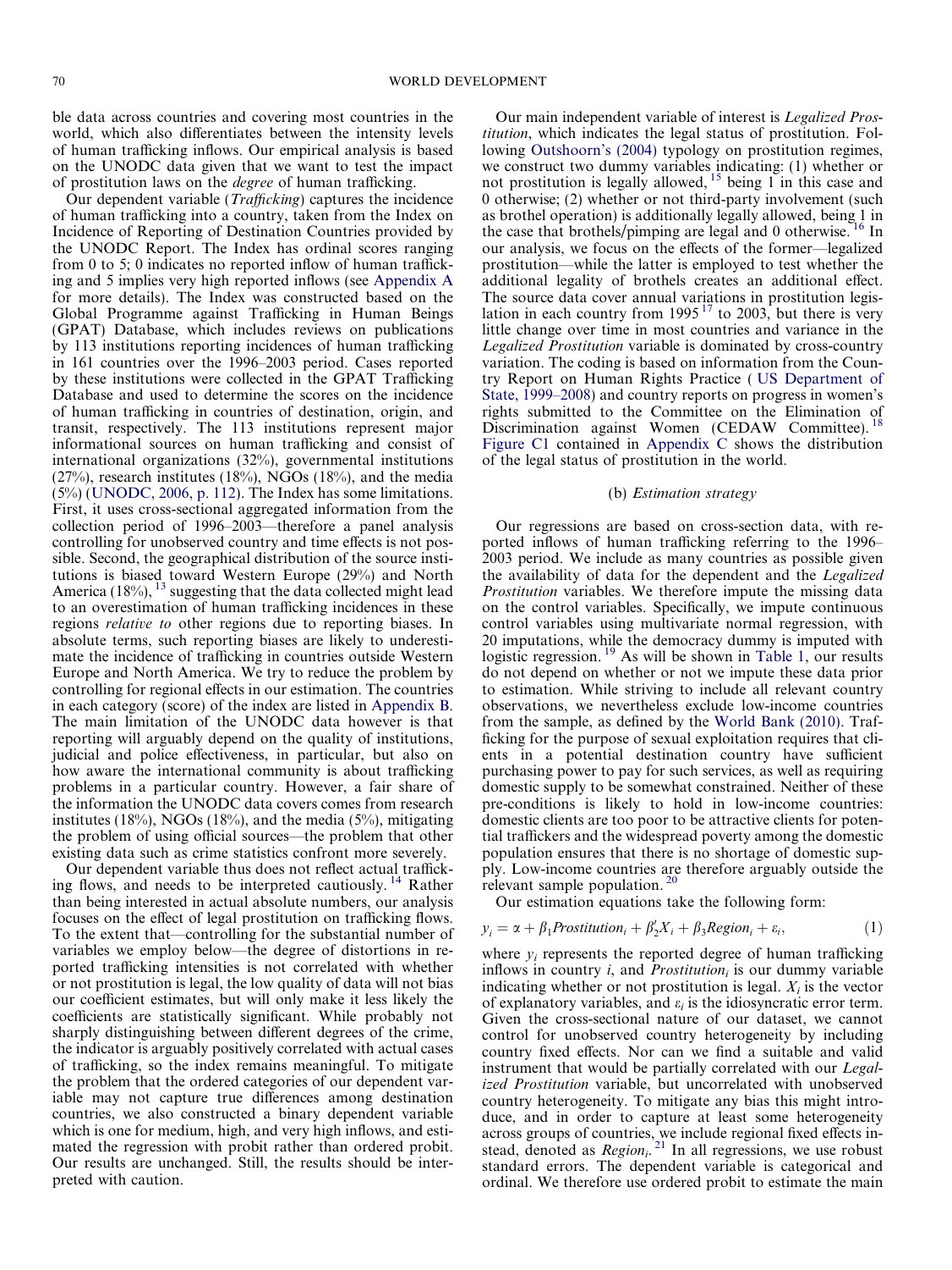ble data across countries and covering most countries in the world, which also differentiates between the intensity levels of human trafficking inflows. Our empirical analysis is based on the UNODC data given that we want to test the impact of prostitution laws on the *degree* of human trafficking.

Our dependent variable (*Trafficking*) captures the incidence of human trafficking into a country, taken from the Index on Incidence of Reporting of Destination Countries provided by the UNODC Report. The Index has ordinal scores ranging from 0 to 5; 0 indicates no reported inflow of human trafficking and 5 implies very high reported inflows (see Appendix A for more details). The Index was constructed based on the Global Programme against Trafficking in Human Beings (GPAT) Database, which includes reviews on publications by 113 institutions reporting incidences of human trafficking in 161 countries over the 1996–2003 period. Cases reported by these institutions were collected in the GPAT Trafficking Database and used to determine the scores on the incidence of human trafficking in countries of destination, origin, and transit, respectively. The 113 institutions represent major informational sources on human trafficking and consist of international organizations (32%), governmental institutions (27%), research institutes (18%), NGOs (18%), and the media (5%) (UNODC, 2006, p. 112). The Index has some limitations. First, it uses cross-sectional aggregated information from the collection period of 1996–2003—therefore a panel analysis controlling for unobserved country and time effects is not possible. Second, the geographical distribution of the source institutions is biased toward Western Europe (29%) and North America (18%), [13] suggesting that the data collected might lead to an overestimation of human trafficking incidences in these regions *relative to* other regions due to reporting biases. In absolute terms, such reporting biases are likely to underestimate the incidence of trafficking in countries outside Western Europe and North America. We try to reduce the problem by controlling for regional effects in our estimation. The countries in each category (score) of the index are listed in Appendix B. The main limitation of the UNODC data however is that reporting will arguably depend on the quality of institutions, judicial and police effectiveness, in particular, but also on how aware the international community is about trafficking problems in a particular country. However, a fair share of the information the UNODC data covers comes from research institutes (18%), NGOs (18%), and the media (5%), mitigating the problem of using official sources—the problem that other existing data such as crime statistics confront more severely.

Our dependent variable thus does not reflect actual trafficking flows, and needs to be interpreted cautiously. [14] Rather than being interested in actual absolute numbers, our analysis focuses on the effect of legal prostitution on trafficking flows. To the extent that—controlling for the substantial number of variables we employ below—the degree of distortions in reported trafficking intensities is not correlated with whether or not prostitution is legal, the low quality of data will not bias our coefficient estimates, but will only make it less likely the coefficients are statistically significant. While probably not sharply distinguishing between different degrees of the crime, the indicator is arguably positively correlated with actual cases of trafficking, so the index remains meaningful. To mitigate the problem that the ordered categories of our dependent variable may not capture true differences among destination countries, we also constructed a binary dependent variable which is one for medium, high, and very high inflows, and estimated the regression with probit rather than ordered probit. Our results are unchanged. Still, the results should be interpreted with caution.

Our main independent variable of interest is *Legalized Prostitution*, which indicates the legal status of prostitution. Following Outshoorn's (2004) typology on prostitution regimes, we construct two dummy variables indicating: (1) whether or not prostitution is legally allowed, [15] being 1 in this case and 0 otherwise; (2) whether or not third-party involvement (such as brothel operation) is additionally legally allowed, being 1 in the case that brothels/pimping are legal and 0 otherwise. [16] In our analysis, we focus on the effects of the former—legalized prostitution—while the latter is employed to test whether the additional legality of brothels creates an additional effect. The source data cover annual variations in prostitution legislation in each country from 1995 [17] to 2003, but there is very little change over time in most countries and variance in the *Legalized Prostitution* variable is dominated by cross-country variation. The coding is based on information from the Country Report on Human Rights Practice ( US Department of State, 1999–2008) and country reports on progress in women's rights submitted to the Committee on the Elimination of Discrimination against Women (CEDAW Committee). [18] Figure C1 contained in Appendix C shows the distribution of the legal status of prostitution in the world.

### (b) *Estimation strategy*

Our regressions are based on cross-section data, with reported inflows of human trafficking referring to the 1996–2003 period. We include as many countries as possible given the availability of data for the dependent and the *Legalized Prostitution* variables. We therefore impute the missing data on the control variables. Specifically, we impute continuous control variables using multivariate normal regression, with 20 imputations, while the democracy dummy is imputed with logistic regression. [19] As will be shown in Table 1, our results do not depend on whether or not we impute these data prior to estimation. While striving to include all relevant country observations, we nevertheless exclude low-income countries from the sample, as defined by the World Bank (2010). Trafficking for the purpose of sexual exploitation requires that clients in a potential destination country have sufficient purchasing power to pay for such services, as well as requiring domestic supply to be somewhat constrained. Neither of these pre-conditions is likely to hold in low-income countries: domestic clients are too poor to be attractive clients for potential traffickers and the widespread poverty among the domestic population ensures that there is no shortage of domestic supply. Low-income countries are therefore arguably outside the relevant sample population. [20]

Our estimation equations take the following form:

$$y_i = \alpha + \beta_1 Prostitution_i + \beta_2' X_i + \beta_3 Region_i + \varepsilon_i, \qquad (1)$$

where $y_i$ represents the reported degree of human trafficking inflows in country $i$, and $Prostitution_i$ is our dummy variable indicating whether or not prostitution is legal. $X_i$ is the vector of explanatory variables, and $\varepsilon_i$ is the idiosyncratic error term. Given the cross-sectional nature of our dataset, we cannot control for unobserved country heterogeneity by including country fixed effects. Nor can we find a suitable and valid instrument that would be partially correlated with our *Legalized Prostitution* variable, but uncorrelated with unobserved country heterogeneity. To mitigate any bias this might introduce, and in order to capture at least some heterogeneity across groups of countries, we include regional fixed effects instead, denoted as $Region_i$. [21] In all regressions, we use robust standard errors. The dependent variable is categorical and ordinal. We therefore use ordered probit to estimate the main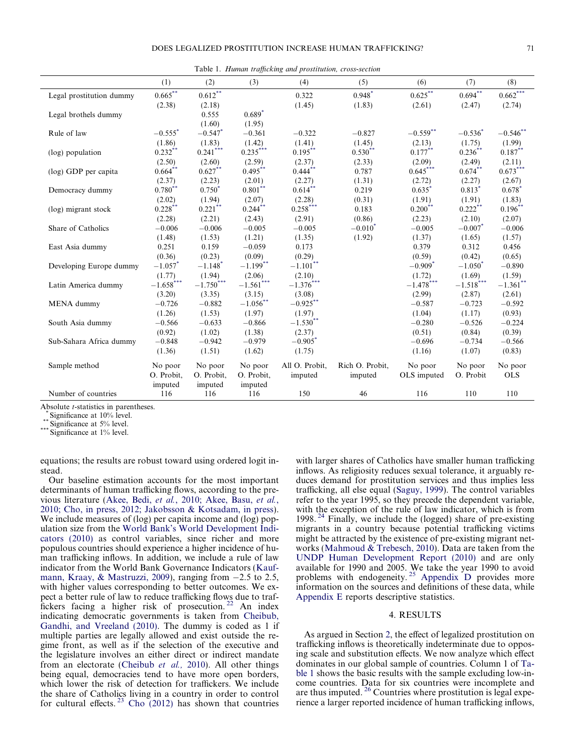Table 1. *Human trafficking and prostitution, cross-section*

| | (1) | (2) | (3) | (4) | (5) | (6) | (7) | (8) |
|---|---|---|---|---|---|---|---|---|
| Legal prostitution dummy | 0.665** | 0.612** | | 0.322 | 0.948* | 0.625** | 0.694** | 0.662*** |
| | (2.38) | (2.18) | | (1.45) | (1.83) | (2.61) | (2.47) | (2.74) |
| Legal brothels dummy | | 0.555 | 0.689* | | | | | |
| | | (1.60) | (1.95) | | | | | |
| Rule of law | −0.555* | −0.547* | −0.361 | −0.322 | −0.827 | −0.559** | −0.536* | −0.546** |
| | (1.86) | (1.83) | (1.42) | (1.41) | (1.45) | (2.13) | (1.75) | (1.99) |
| (log) population | 0.232** | 0.241*** | 0.235*** | 0.195** | 0.530** | 0.177** | 0.236** | 0.187** |
| | (2.50) | (2.60) | (2.59) | (2.37) | (2.33) | (2.09) | (2.49) | (2.11) |
| (log) GDP per capita | 0.664** | 0.627** | 0.495** | 0.444** | 0.787 | 0.645*** | 0.674** | 0.673*** |
| | (2.37) | (2.23) | (2.01) | (2.27) | (1.31) | (2.72) | (2.27) | (2.67) |
| Democracy dummy | 0.780** | 0.750* | 0.801** | 0.614** | 0.219 | 0.635* | 0.813* | 0.678* |
| | (2.02) | (1.94) | (2.07) | (2.28) | (0.31) | (1.91) | (1.91) | (1.83) |
| (log) migrant stock | 0.228** | 0.221** | 0.244** | 0.258*** | 0.183 | 0.200** | 0.222** | 0.196** |
| | (2.28) | (2.21) | (2.43) | (2.91) | (0.86) | (2.23) | (2.10) | (2.07) |
| Share of Catholics | −0.006 | −0.006 | −0.005 | −0.005 | −0.010* | −0.005 | −0.007* | −0.006 |
| | (1.48) | (1.53) | (1.21) | (1.35) | (1.92) | (1.37) | (1.65) | (1.57) |
| East Asia dummy | 0.251 | 0.159 | −0.059 | 0.173 | | 0.379 | 0.312 | 0.456 |
| | (0.36) | (0.23) | (0.09) | (0.29) | | (0.59) | (0.42) | (0.65) |
| Developing Europe dummy | −1.057* | −1.148* | −1.199** | −1.101** | | −0.909* | −1.050* | −0.890 |
| | (1.77) | (1.94) | (2.06) | (2.10) | | (1.72) | (1.69) | (1.59) |
| Latin America dummy | −1.658*** | −1.750*** | −1.561*** | −1.376*** | | −1.478*** | −1.518*** | −1.361** |
| | (3.20) | (3.35) | (3.15) | (3.08) | | (2.99) | (2.87) | (2.61) |
| MENA dummy | −0.726 | −0.882 | −1.056** | −0.925** | | −0.587 | −0.723 | −0.592 |
| | (1.26) | (1.53) | (1.97) | (1.97) | | (1.04) | (1.17) | (0.93) |
| South Asia dummy | −0.566 | −0.633 | −0.866 | −1.530** | | −0.280 | −0.526 | −0.224 |
| | (0.92) | (1.02) | (1.38) | (2.37) | | (0.51) | (0.84) | (0.39) |
| Sub-Sahara Africa dummy | −0.848 | −0.942 | −0.979 | −0.905* | | −0.696 | −0.734 | −0.566 |
| | (1.36) | (1.51) | (1.62) | (1.75) | | (1.16) | (1.07) | (0.83) |
| Sample method | No poor O. Probit, imputed | No poor O. Probit, imputed | No poor O. Probit, imputed | All O. Probit, imputed | Rich O. Probit, imputed | No poor OLS imputed | No poor O. Probit | No poor OLS |
| Number of countries | 116 | 116 | 116 | 150 | 46 | 116 | 110 | 110 |

Absolute *t*-statistics in parentheses.
\* Significance at 10% level.
\*\* Significance at 5% level.
\*\*\* Significance at 1% level.

equations; the results are robust toward using ordered logit instead.

Our baseline estimation accounts for the most important determinants of human trafficking flows, according to the previous literature (Akee, Bedi, *et al.*, 2010; Akee, Basu, *et al.*, 2010; Cho, in press, 2012; Jakobsson & Kotsadam, in press). We include measures of (log) per capita income and (log) population size from the World Bank's World Development Indicators (2010) as control variables, since richer and more populous countries should experience a higher incidence of human trafficking inflows. In addition, we include a rule of law indicator from the World Bank Governance Indicators (Kaufmann, Kraay, & Mastruzzi, 2009), ranging from −2.5 to 2.5, with higher values corresponding to better outcomes. We expect a better rule of law to reduce trafficking flows due to traffickers facing a higher risk of prosecution.[22] An index indicating democratic governments is taken from Cheibub, Gandhi, and Vreeland (2010). The dummy is coded as 1 if multiple parties are legally allowed and exist outside the regime front, as well as if the selection of the executive and the legislature involves an either direct or indirect mandate from an electorate (Cheibub *et al.,* 2010). All other things being equal, democracies tend to have more open borders, which lower the risk of detection for traffickers. We include the share of Catholics living in a country in order to control for cultural effects.[23] Cho (2012) has shown that countries with larger shares of Catholics have smaller human trafficking inflows. As religiosity reduces sexual tolerance, it arguably reduces demand for prostitution services and thus implies less trafficking, all else equal (Saguy, 1999). The control variables refer to the year 1995, so they precede the dependent variable, with the exception of the rule of law indicator, which is from 1998.[24] Finally, we include the (logged) share of pre-existing migrants in a country because potential trafficking victims might be attracted by the existence of pre-existing migrant networks (Mahmoud & Trebesch, 2010). Data are taken from the UNDP Human Development Report (2010) and are only available for 1990 and 2005. We take the year 1990 to avoid problems with endogeneity.[25] Appendix D provides more information on the sources and definitions of these data, while Appendix E reports descriptive statistics.

## 4. RESULTS

As argued in Section 2, the effect of legalized prostitution on trafficking inflows is theoretically indeterminate due to opposing scale and substitution effects. We now analyze which effect dominates in our global sample of countries. Column 1 of Table 1 shows the basic results with the sample excluding low-income countries. Data for six countries were incomplete and are thus imputed.[26] Countries where prostitution is legal experience a larger reported incidence of human trafficking inflows,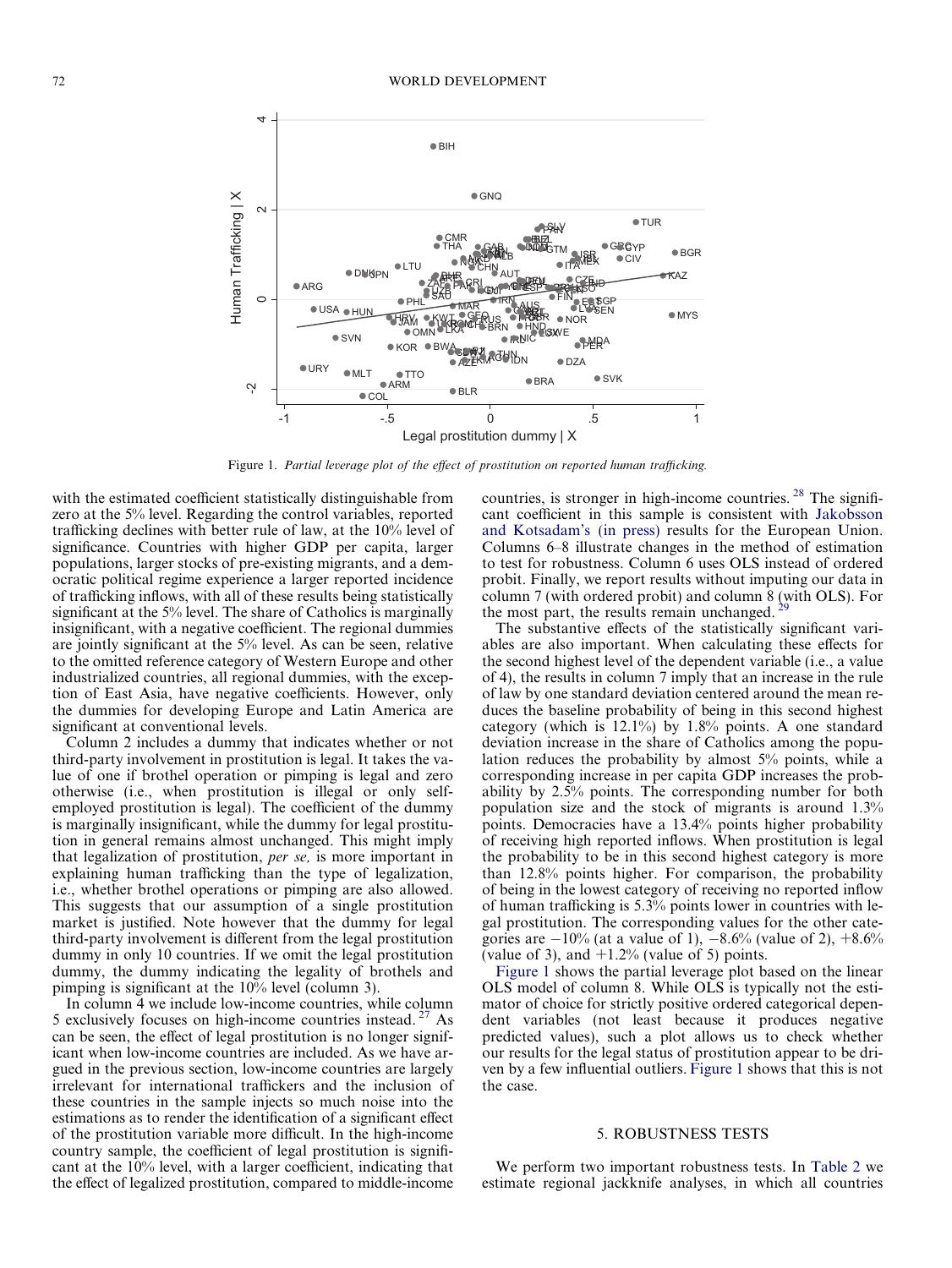Figure 1. *Partial leverage plot of the effect of prostitution on reported human trafficking.*

with the estimated coefficient statistically distinguishable from zero at the 5% level. Regarding the control variables, reported trafficking declines with better rule of law, at the 10% level of significance. Countries with higher GDP per capita, larger populations, larger stocks of pre-existing migrants, and a democratic political regime experience a larger reported incidence of trafficking inflows, with all of these results being statistically significant at the 5% level. The share of Catholics is marginally insignificant, with a negative coefficient. The regional dummies are jointly significant at the 5% level. As can be seen, relative to the omitted reference category of Western Europe and other industrialized countries, all regional dummies, with the exception of East Asia, have negative coefficients. However, only the dummies for developing Europe and Latin America are significant at conventional levels.

Column 2 includes a dummy that indicates whether or not third-party involvement in prostitution is legal. It takes the value of one if brothel operation or pimping is legal and zero otherwise (i.e., when prostitution is illegal or only self-employed prostitution is legal). The coefficient of the dummy is marginally insignificant, while the dummy for legal prostitution in general remains almost unchanged. This might imply that legalization of prostitution, *per se,* is more important in explaining human trafficking than the type of legalization, i.e., whether brothel operations or pimping are also allowed. This suggests that our assumption of a single prostitution market is justified. Note however that the dummy for legal third-party involvement is different from the legal prostitution dummy in only 10 countries. If we omit the legal prostitution dummy, the dummy indicating the legality of brothels and pimping is significant at the 10% level (column 3).

In column 4 we include low-income countries, while column 5 exclusively focuses on high-income countries instead.[27] As can be seen, the effect of legal prostitution is no longer significant when low-income countries are included. As we have argued in the previous section, low-income countries are largely irrelevant for international traffickers and the inclusion of these countries in the sample injects so much noise into the estimations as to render the identification of a significant effect of the prostitution variable more difficult. In the high-income country sample, the coefficient of legal prostitution is significant at the 10% level, with a larger coefficient, indicating that the effect of legalized prostitution, compared to middle-income countries, is stronger in high-income countries.[28] The significant coefficient in this sample is consistent with Jakobsson and Kotsadam's (in press) results for the European Union. Columns 6–8 illustrate changes in the method of estimation to test for robustness. Column 6 uses OLS instead of ordered probit. Finally, we report results without imputing our data in column 7 (with ordered probit) and column 8 (with OLS). For the most part, the results remain unchanged.[29]

The substantive effects of the statistically significant variables are also important. When calculating these effects for the second highest level of the dependent variable (i.e., a value of 4), the results in column 7 imply that an increase in the rule of law by one standard deviation centered around the mean reduces the baseline probability of being in this second highest category (which is 12.1%) by 1.8% points. A one standard deviation increase in the share of Catholics among the population reduces the probability by almost 5% points, while a corresponding increase in per capita GDP increases the probability by 2.5% points. The corresponding number for both population size and the stock of migrants is around 1.3% points. Democracies have a 13.4% points higher probability of receiving high reported inflows. When prostitution is legal the probability to be in this second highest category is more than 12.8% points higher. For comparison, the probability of being in the lowest category of receiving no reported inflow of human trafficking is 5.3% points lower in countries with legal prostitution. The corresponding values for the other categories are −10% (at a value of 1), −8.6% (value of 2), +8.6% (value of 3), and +1.2% (value of 5) points.

Figure 1 shows the partial leverage plot based on the linear OLS model of column 8. While OLS is typically not the estimator of choice for strictly positive ordered categorical dependent variables (not least because it produces negative predicted values), such a plot allows us to check whether our results for the legal status of prostitution appear to be driven by a few influential outliers. Figure 1 shows that this is not the case.

## 5. ROBUSTNESS TESTS

We perform two important robustness tests. In Table 2 we estimate regional jackknife analyses, in which all countries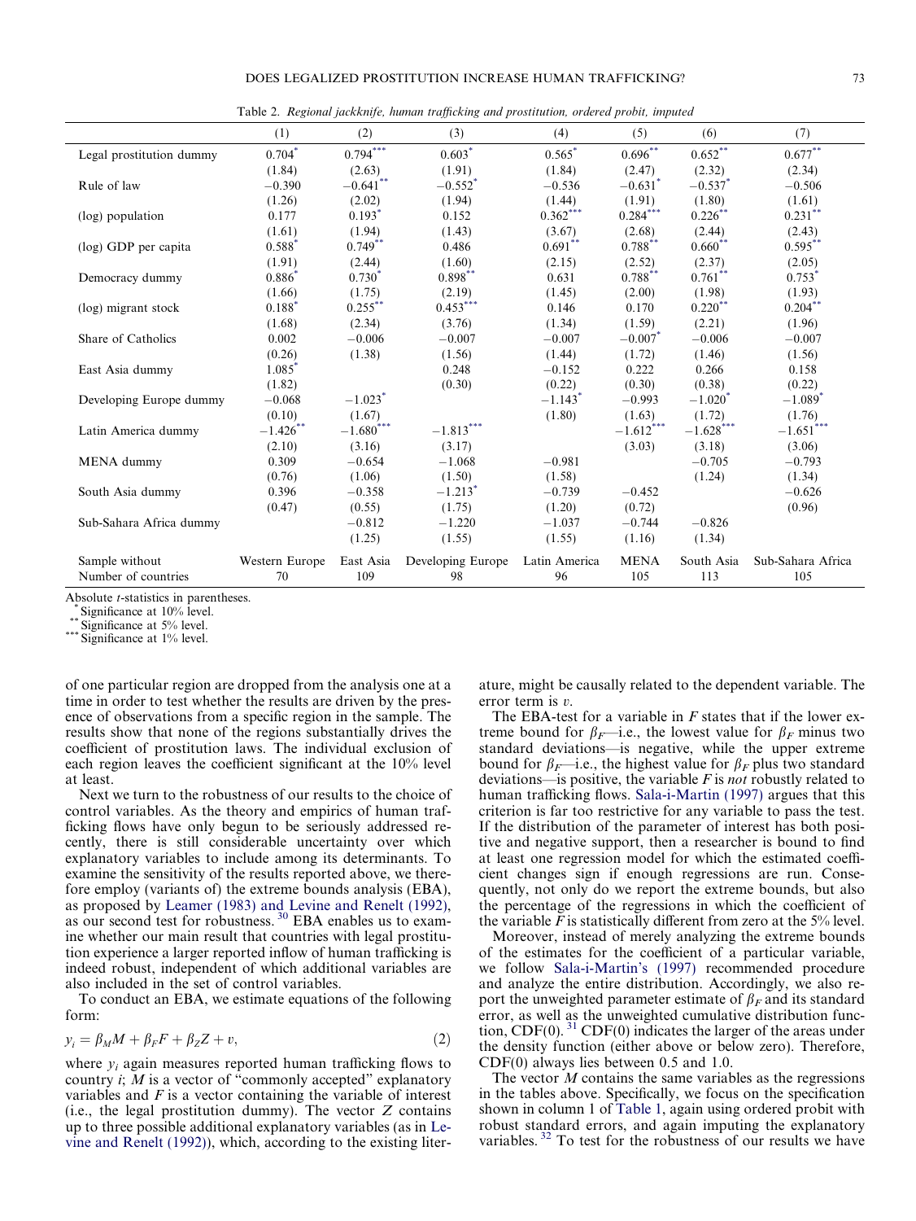Table 2. *Regional jackknife, human trafficking and prostitution, ordered probit, imputed*

| | (1) | (2) | (3) | (4) | (5) | (6) | (7) |
|---|---|---|---|---|---|---|---|
| Legal prostitution dummy | 0.704* | 0.794*** | 0.603* | 0.565* | 0.696** | 0.652** | 0.677** |
| | (1.84) | (2.63) | (1.91) | (1.84) | (2.47) | (2.32) | (2.34) |
| Rule of law | −0.390 | −0.641** | −0.552* | −0.536 | −0.631* | −0.537* | −0.506 |
| | (1.26) | (2.02) | (1.94) | (1.44) | (1.91) | (1.80) | (1.61) |
| (log) population | 0.177 | 0.193* | 0.152 | 0.362*** | 0.284*** | 0.226** | 0.231** |
| | (1.61) | (1.94) | (1.43) | (3.67) | (2.68) | (2.44) | (2.43) |
| (log) GDP per capita | 0.588* | 0.749** | 0.486 | 0.691** | 0.788** | 0.660** | 0.595** |
| | (1.91) | (2.44) | (1.60) | (2.15) | (2.52) | (2.37) | (2.05) |
| Democracy dummy | 0.886* | 0.730* | 0.898** | 0.631 | 0.788** | 0.761** | 0.753* |
| | (1.66) | (1.75) | (2.19) | (1.45) | (2.00) | (1.98) | (1.93) |
| (log) migrant stock | 0.188* | 0.255** | 0.453*** | 0.146 | 0.170 | 0.220** | 0.204** |
| | (1.68) | (2.34) | (3.76) | (1.34) | (1.59) | (2.21) | (1.96) |
| Share of Catholics | 0.002 | −0.006 | −0.007 | −0.007 | −0.007* | −0.006 | −0.007 |
| | (0.26) | (1.38) | (1.56) | (1.44) | (1.72) | (1.46) | (1.56) |
| East Asia dummy | 1.085* | | 0.248 | −0.152 | 0.222 | 0.266 | 0.158 |
| | (1.82) | | (0.30) | (0.22) | (0.30) | (0.38) | (0.22) |
| Developing Europe dummy | −0.068 | −1.023* | | −1.143* | −0.993 | −1.020* | −1.089* |
| | (0.10) | (1.67) | | (1.80) | (1.63) | (1.72) | (1.76) |
| Latin America dummy | −1.426** | −1.680*** | −1.813*** | | −1.612*** | −1.628*** | −1.651*** |
| | (2.10) | (3.16) | (3.17) | | (3.03) | (3.18) | (3.06) |
| MENA dummy | 0.309 | −0.654 | −1.068 | −0.981 | | −0.705 | −0.793 |
| | (0.76) | (1.06) | (1.50) | (1.58) | | (1.24) | (1.34) |
| South Asia dummy | 0.396 | −0.358 | −1.213* | −0.739 | −0.452 | | −0.626 |
| | (0.47) | (0.55) | (1.75) | (1.20) | (0.72) | | (0.96) |
| Sub-Sahara Africa dummy | | −0.812 | −1.220 | −1.037 | −0.744 | −0.826 | |
| | | (1.25) | (1.55) | (1.55) | (1.16) | (1.34) | |
| Sample without | Western Europe | East Asia | Developing Europe | Latin America | MENA | South Asia | Sub-Sahara Africa |
| Number of countries | 70 | 109 | 98 | 96 | 105 | 113 | 105 |

Absolute *t*-statistics in parentheses.
* Significance at 10% level.
** Significance at 5% level.
*** Significance at 1% level.

of one particular region are dropped from the analysis one at a time in order to test whether the results are driven by the presence of observations from a specific region in the sample. The results show that none of the regions substantially drives the coefficient of prostitution laws. The individual exclusion of each region leaves the coefficient significant at the 10% level at least.

Next we turn to the robustness of our results to the choice of control variables. As the theory and empirics of human trafficking flows have only begun to be seriously addressed recently, there is still considerable uncertainty over which explanatory variables to include among its determinants. To examine the sensitivity of the results reported above, we therefore employ (variants of) the extreme bounds analysis (EBA), as proposed by Leamer (1983) and Levine and Renelt (1992), as our second test for robustness.[30] EBA enables us to examine whether our main result that countries with legal prostitution experience a larger reported inflow of human trafficking is indeed robust, independent of which additional variables are also included in the set of control variables.

To conduct an EBA, we estimate equations of the following form:

$$y_i = \beta_M M + \beta_F F + \beta_Z Z + v, \quad (2)$$

where $y_i$ again measures reported human trafficking flows to country $i$; $M$ is a vector of "commonly accepted" explanatory variables and $F$ is a vector containing the variable of interest (i.e., the legal prostitution dummy). The vector $Z$ contains up to three possible additional explanatory variables (as in Levine and Renelt (1992)), which, according to the existing literature, might be causally related to the dependent variable. The error term is $v$.

The EBA-test for a variable in $F$ states that if the lower extreme bound for $\beta_F$—i.e., the lowest value for $\beta_F$ minus two standard deviations—is negative, while the upper extreme bound for $\beta_F$—i.e., the highest value for $\beta_F$ plus two standard deviations—is positive, the variable $F$ is *not* robustly related to human trafficking flows. Sala-i-Martin (1997) argues that this criterion is far too restrictive for any variable to pass the test. If the distribution of the parameter of interest has both positive and negative support, then a researcher is bound to find at least one regression model for which the estimated coefficient changes sign if enough regressions are run. Consequently, not only do we report the extreme bounds, but also the percentage of the regressions in which the coefficient of the variable $F$ is statistically different from zero at the 5% level.

Moreover, instead of merely analyzing the extreme bounds of the estimates for the coefficient of a particular variable, we follow Sala-i-Martin's (1997) recommended procedure and analyze the entire distribution. Accordingly, we also report the unweighted parameter estimate of $\beta_F$ and its standard error, as well as the unweighted cumulative distribution function, CDF(0).[31] CDF(0) indicates the larger of the areas under the density function (either above or below zero). Therefore, CDF(0) always lies between 0.5 and 1.0.

The vector $M$ contains the same variables as the regressions in the tables above. Specifically, we focus on the specification shown in column 1 of Table 1, again using ordered probit with robust standard errors, and again imputing the explanatory variables.[32] To test for the robustness of our results we have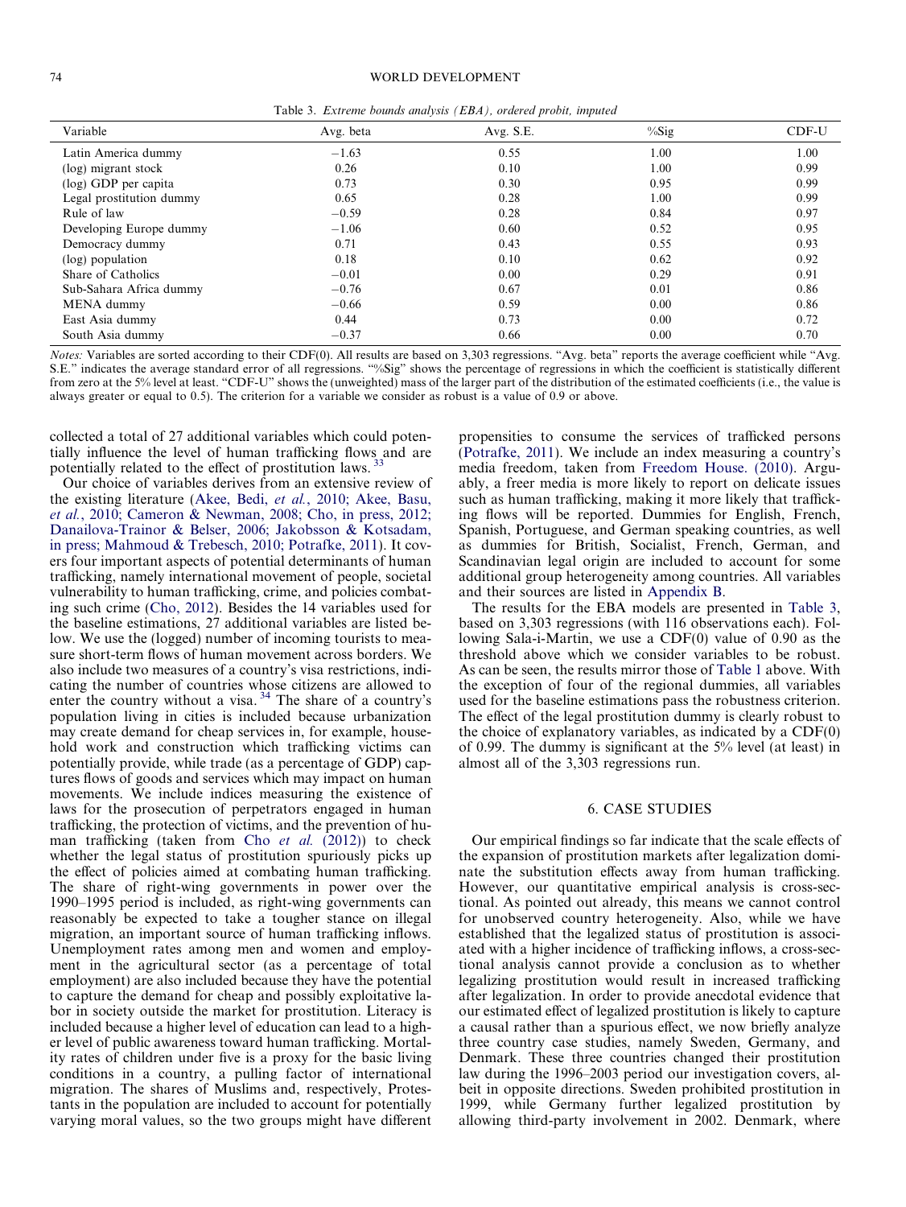Table 3. *Extreme bounds analysis (EBA), ordered probit, imputed*

| Variable | Avg. beta | Avg. S.E. | %Sig | CDF-U |
|---|---|---|---|---|
| Latin America dummy | −1.63 | 0.55 | 1.00 | 1.00 |
| (log) migrant stock | 0.26 | 0.10 | 1.00 | 0.99 |
| (log) GDP per capita | 0.73 | 0.30 | 0.95 | 0.99 |
| Legal prostitution dummy | 0.65 | 0.28 | 1.00 | 0.99 |
| Rule of law | −0.59 | 0.28 | 0.84 | 0.97 |
| Developing Europe dummy | −1.06 | 0.60 | 0.52 | 0.95 |
| Democracy dummy | 0.71 | 0.43 | 0.55 | 0.93 |
| (log) population | 0.18 | 0.10 | 0.62 | 0.92 |
| Share of Catholics | −0.01 | 0.00 | 0.29 | 0.91 |
| Sub-Sahara Africa dummy | −0.76 | 0.67 | 0.01 | 0.86 |
| MENA dummy | −0.66 | 0.59 | 0.00 | 0.86 |
| East Asia dummy | 0.44 | 0.73 | 0.00 | 0.72 |
| South Asia dummy | −0.37 | 0.66 | 0.00 | 0.70 |

*Notes:* Variables are sorted according to their CDF(0). All results are based on 3,303 regressions. "Avg. beta" reports the average coefficient while "Avg. S.E." indicates the average standard error of all regressions. "%Sig" shows the percentage of regressions in which the coefficient is statistically different from zero at the 5% level at least. "CDF-U" shows the (unweighted) mass of the larger part of the distribution of the estimated coefficients (i.e., the value is always greater or equal to 0.5). The criterion for a variable we consider as robust is a value of 0.9 or above.

collected a total of 27 additional variables which could potentially influence the level of human trafficking flows and are potentially related to the effect of prostitution laws.[33]

Our choice of variables derives from an extensive review of the existing literature (Akee, Bedi, *et al.*, 2010; Akee, Basu, *et al.*, 2010; Cameron & Newman, 2008; Cho, in press, 2012; Danailova-Trainor & Belser, 2006; Jakobsson & Kotsadam, in press; Mahmoud & Trebesch, 2010; Potrafke, 2011). It covers four important aspects of potential determinants of human trafficking, namely international movement of people, societal vulnerability to human trafficking, crime, and policies combating such crime (Cho, 2012). Besides the 14 variables used for the baseline estimations, 27 additional variables are listed below. We use the (logged) number of incoming tourists to measure short-term flows of human movement across borders. We also include two measures of a country's visa restrictions, indicating the number of countries whose citizens are allowed to enter the country without a visa.[34] The share of a country's population living in cities is included because urbanization may create demand for cheap services in, for example, household work and construction which trafficking victims can potentially provide, while trade (as a percentage of GDP) captures flows of goods and services which may impact on human movements. We include indices measuring the existence of laws for the prosecution of perpetrators engaged in human trafficking, the protection of victims, and the prevention of human trafficking (taken from Cho *et al.* (2012)) to check whether the legal status of prostitution spuriously picks up the effect of policies aimed at combating human trafficking. The share of right-wing governments in power over the 1990–1995 period is included, as right-wing governments can reasonably be expected to take a tougher stance on illegal migration, an important source of human trafficking inflows. Unemployment rates among men and women and employment in the agricultural sector (as a percentage of total employment) are also included because they have the potential to capture the demand for cheap and possibly exploitative labor in society outside the market for prostitution. Literacy is included because a higher level of education can lead to a higher level of public awareness toward human trafficking. Mortality rates of children under five is a proxy for the basic living conditions in a country, a pulling factor of international migration. The shares of Muslims and, respectively, Protestants in the population are included to account for potentially varying moral values, so the two groups might have different propensities to consume the services of trafficked persons (Potrafke, 2011). We include an index measuring a country's media freedom, taken from Freedom House. (2010). Arguably, a freer media is more likely to report on delicate issues such as human trafficking, making it more likely that trafficking flows will be reported. Dummies for English, French, Spanish, Portuguese, and German speaking countries, as well as dummies for British, Socialist, French, German, and Scandinavian legal origin are included to account for some additional group heterogeneity among countries. All variables and their sources are listed in Appendix B.

The results for the EBA models are presented in Table 3, based on 3,303 regressions (with 116 observations each). Following Sala-i-Martin, we use a CDF(0) value of 0.90 as the threshold above which we consider variables to be robust. As can be seen, the results mirror those of Table 1 above. With the exception of four of the regional dummies, all variables used for the baseline estimations pass the robustness criterion. The effect of the legal prostitution dummy is clearly robust to the choice of explanatory variables, as indicated by a CDF(0) of 0.99. The dummy is significant at the 5% level (at least) in almost all of the 3,303 regressions run.

## 6. CASE STUDIES

Our empirical findings so far indicate that the scale effects of the expansion of prostitution markets after legalization dominate the substitution effects away from human trafficking. However, our quantitative empirical analysis is cross-sectional. As pointed out already, this means we cannot control for unobserved country heterogeneity. Also, while we have established that the legalized status of prostitution is associated with a higher incidence of trafficking inflows, a cross-sectional analysis cannot provide a conclusion as to whether legalizing prostitution would result in increased trafficking after legalization. In order to provide anecdotal evidence that our estimated effect of legalized prostitution is likely to capture a causal rather than a spurious effect, we now briefly analyze three country case studies, namely Sweden, Germany, and Denmark. These three countries changed their prostitution law during the 1996–2003 period our investigation covers, albeit in opposite directions. Sweden prohibited prostitution in 1999, while Germany further legalized prostitution by allowing third-party involvement in 2002. Denmark, where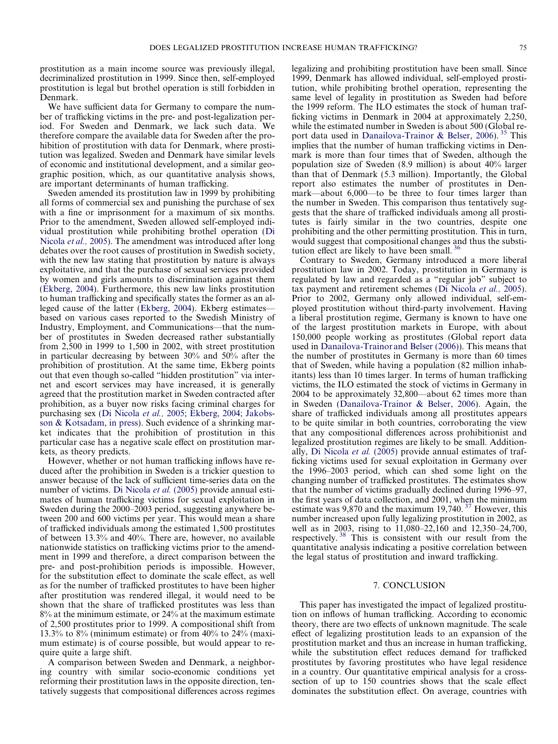prostitution as a main income source was previously illegal, decriminalized prostitution in 1999. Since then, self-employed prostitution is legal but brothel operation is still forbidden in Denmark.

We have sufficient data for Germany to compare the number of trafficking victims in the pre- and post-legalization period. For Sweden and Denmark, we lack such data. We therefore compare the available data for Sweden after the prohibition of prostitution with data for Denmark, where prostitution was legalized. Sweden and Denmark have similar levels of economic and institutional development, and a similar geographic position, which, as our quantitative analysis shows, are important determinants of human trafficking.

Sweden amended its prostitution law in 1999 by prohibiting all forms of commercial sex and punishing the purchase of sex with a fine or imprisonment for a maximum of six months. Prior to the amendment, Sweden allowed self-employed individual prostitution while prohibiting brothel operation (Di Nicola *et al.,* 2005). The amendment was introduced after long debates over the root causes of prostitution in Swedish society, with the new law stating that prostitution by nature is always exploitative, and that the purchase of sexual services provided by women and girls amounts to discrimination against them (Ekberg, 2004). Furthermore, this new law links prostitution to human trafficking and specifically states the former as an alleged cause of the latter (Ekberg, 2004). Ekberg estimates—based on various cases reported to the Swedish Ministry of Industry, Employment, and Communications—that the number of prostitutes in Sweden decreased rather substantially from 2,500 in 1999 to 1,500 in 2002, with street prostitution in particular decreasing by between 30% and 50% after the prohibition of prostitution. At the same time, Ekberg points out that even though so-called "hidden prostitution" via internet and escort services may have increased, it is generally agreed that the prostitution market in Sweden contracted after prohibition, as a buyer now risks facing criminal charges for purchasing sex (Di Nicola *et al.,* 2005; Ekberg, 2004; Jakobsson & Kotsadam, in press). Such evidence of a shrinking market indicates that the prohibition of prostitution in this particular case has a negative scale effect on prostitution markets, as theory predicts.

However, whether or not human trafficking inflows have reduced after the prohibition in Sweden is a trickier question to answer because of the lack of sufficient time-series data on the number of victims. Di Nicola *et al.* (2005) provide annual estimates of human trafficking victims for sexual exploitation in Sweden during the 2000–2003 period, suggesting anywhere between 200 and 600 victims per year. This would mean a share of trafficked individuals among the estimated 1,500 prostitutes of between 13.3% and 40%. There are, however, no available nationwide statistics on trafficking victims prior to the amendment in 1999 and therefore, a direct comparison between the pre- and post-prohibition periods is impossible. However, for the substitution effect to dominate the scale effect, as well as for the number of trafficked prostitutes to have been higher after prostitution was rendered illegal, it would need to be shown that the share of trafficked prostitutes was less than 8% at the minimum estimate, or 24% at the maximum estimate of 2,500 prostitutes prior to 1999. A compositional shift from 13.3% to 8% (minimum estimate) or from 40% to 24% (maximum estimate) is of course possible, but would appear to require quite a large shift.

A comparison between Sweden and Denmark, a neighboring country with similar socio-economic conditions yet reforming their prostitution laws in the opposite direction, tentatively suggests that compositional differences across regimes legalizing and prohibiting prostitution have been small. Since 1999, Denmark has allowed individual, self-employed prostitution, while prohibiting brothel operation, representing the same level of legality in prostitution as Sweden had before the 1999 reform. The ILO estimates the stock of human trafficking victims in Denmark in 2004 at approximately 2,250, while the estimated number in Sweden is about 500 (Global report data used in Danailova-Trainor & Belser, 2006).[35] This implies that the number of human trafficking victims in Denmark is more than four times that of Sweden, although the population size of Sweden (8.9 million) is about 40% larger than that of Denmark (5.3 million). Importantly, the Global report also estimates the number of prostitutes in Denmark—about 6,000—to be three to four times larger than the number in Sweden. This comparison thus tentatively suggests that the share of trafficked individuals among all prostitutes is fairly similar in the two countries, despite one prohibiting and the other permitting prostitution. This in turn, would suggest that compositional changes and thus the substitution effect are likely to have been small.[36]

Contrary to Sweden, Germany introduced a more liberal prostitution law in 2002. Today, prostitution in Germany is regulated by law and regarded as a "regular job" subject to tax payment and retirement schemes (Di Nicola *et al.,* 2005). Prior to 2002, Germany only allowed individual, self-employed prostitution without third-party involvement. Having a liberal prostitution regime, Germany is known to have one of the largest prostitution markets in Europe, with about 150,000 people working as prostitutes (Global report data used in Danailova-Trainor and Belser (2006)). This means that the number of prostitutes in Germany is more than 60 times that of Sweden, while having a population (82 million inhabitants) less than 10 times larger. In terms of human trafficking victims, the ILO estimated the stock of victims in Germany in 2004 to be approximately 32,800—about 62 times more than in Sweden (Danailova-Trainor & Belser, 2006). Again, the share of trafficked individuals among all prostitutes appears to be quite similar in both countries, corroborating the view that any compositional differences across prohibitionist and legalized prostitution regimes are likely to be small. Additionally, Di Nicola *et al.* (2005) provide annual estimates of trafficking victims used for sexual exploitation in Germany over the 1996–2003 period, which can shed some light on the changing number of trafficked prostitutes. The estimates show that the number of victims gradually declined during 1996–97, the first years of data collection, and 2001, when the minimum estimate was 9,870 and the maximum 19,740.[37] However, this number increased upon fully legalizing prostitution in 2002, as well as in 2003, rising to 11,080–22,160 and 12,350–24,700, respectively.[38] This is consistent with our result from the quantitative analysis indicating a positive correlation between the legal status of prostitution and inward trafficking.

## 7. CONCLUSION

This paper has investigated the impact of legalized prostitution on inflows of human trafficking. According to economic theory, there are two effects of unknown magnitude. The scale effect of legalizing prostitution leads to an expansion of the prostitution market and thus an increase in human trafficking, while the substitution effect reduces demand for trafficked prostitutes by favoring prostitutes who have legal residence in a country. Our quantitative empirical analysis for a cross-section of up to 150 countries shows that the scale effect dominates the substitution effect. On average, countries with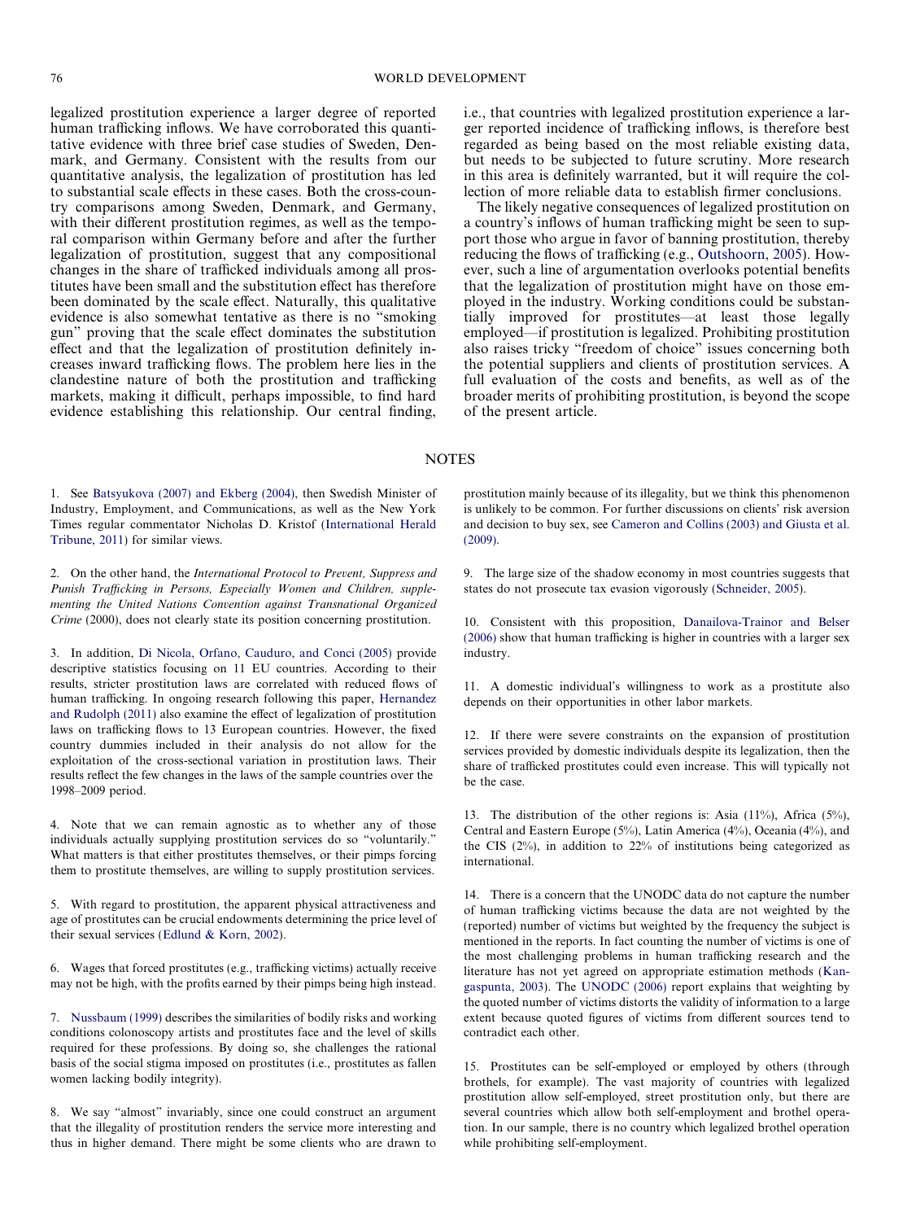legalized prostitution experience a larger degree of reported human trafficking inflows. We have corroborated this quantitative evidence with three brief case studies of Sweden, Denmark, and Germany. Consistent with the results from our quantitative analysis, the legalization of prostitution has led to substantial scale effects in these cases. Both the cross-country comparisons among Sweden, Denmark, and Germany, with their different prostitution regimes, as well as the temporal comparison within Germany before and after the further legalization of prostitution, suggest that any compositional changes in the share of trafficked individuals among all prostitutes have been small and the substitution effect has therefore been dominated by the scale effect. Naturally, this qualitative evidence is also somewhat tentative as there is no "smoking gun" proving that the scale effect dominates the substitution effect and that the legalization of prostitution definitely increases inward trafficking flows. The problem here lies in the clandestine nature of both the prostitution and trafficking markets, making it difficult, perhaps impossible, to find hard evidence establishing this relationship. Our central finding, i.e., that countries with legalized prostitution experience a larger reported incidence of trafficking inflows, is therefore best regarded as being based on the most reliable existing data, but needs to be subjected to future scrutiny. More research in this area is definitely warranted, but it will require the collection of more reliable data to establish firmer conclusions.

The likely negative consequences of legalized prostitution on a country's inflows of human trafficking might be seen to support those who argue in favor of banning prostitution, thereby reducing the flows of trafficking (e.g., Outshoorn, 2005). However, such a line of argumentation overlooks potential benefits that the legalization of prostitution might have on those employed in the industry. Working conditions could be substantially improved for prostitutes—at least those legally employed—if prostitution is legalized. Prohibiting prostitution also raises tricky "freedom of choice" issues concerning both the potential suppliers and clients of prostitution services. A full evaluation of the costs and benefits, as well as of the broader merits of prohibiting prostitution, is beyond the scope of the present article.

## NOTES

1. See Batsyukova (2007) and Ekberg (2004), then Swedish Minister of Industry, Employment, and Communications, as well as the New York Times regular commentator Nicholas D. Kristof (International Herald Tribune, 2011) for similar views.

2. On the other hand, the *International Protocol to Prevent, Suppress and Punish Trafficking in Persons, Especially Women and Children, supplementing the United Nations Convention against Transnational Organized Crime* (2000), does not clearly state its position concerning prostitution.

3. In addition, Di Nicola, Orfano, Cauduro, and Conci (2005) provide descriptive statistics focusing on 11 EU countries. According to their results, stricter prostitution laws are correlated with reduced flows of human trafficking. In ongoing research following this paper, Hernandez and Rudolph (2011) also examine the effect of legalization of prostitution laws on trafficking flows to 13 European countries. However, the fixed country dummies included in their analysis do not allow for the exploitation of the cross-sectional variation in prostitution laws. Their results reflect the few changes in the laws of the sample countries over the 1998–2009 period.

4. Note that we can remain agnostic as to whether any of those individuals actually supplying prostitution services do so "voluntarily." What matters is that either prostitutes themselves, or their pimps forcing them to prostitute themselves, are willing to supply prostitution services.

5. With regard to prostitution, the apparent physical attractiveness and age of prostitutes can be crucial endowments determining the price level of their sexual services (Edlund & Korn, 2002).

6. Wages that forced prostitutes (e.g., trafficking victims) actually receive may not be high, with the profits earned by their pimps being high instead.

7. Nussbaum (1999) describes the similarities of bodily risks and working conditions colonoscopy artists and prostitutes face and the level of skills required for these professions. By doing so, she challenges the rational basis of the social stigma imposed on prostitutes (i.e., prostitutes as fallen women lacking bodily integrity).

8. We say "almost" invariably, since one could construct an argument that the illegality of prostitution renders the service more interesting and thus in higher demand. There might be some clients who are drawn to prostitution mainly because of its illegality, but we think this phenomenon is unlikely to be common. For further discussions on clients' risk aversion and decision to buy sex, see Cameron and Collins (2003) and Giusta et al. (2009).

9. The large size of the shadow economy in most countries suggests that states do not prosecute tax evasion vigorously (Schneider, 2005).

10. Consistent with this proposition, Danailova-Trainor and Belser (2006) show that human trafficking is higher in countries with a larger sex industry.

11. A domestic individual's willingness to work as a prostitute also depends on their opportunities in other labor markets.

12. If there were severe constraints on the expansion of prostitution services provided by domestic individuals despite its legalization, then the share of trafficked prostitutes could even increase. This will typically not be the case.

13. The distribution of the other regions is: Asia (11%), Africa (5%), Central and Eastern Europe (5%), Latin America (4%), Oceania (4%), and the CIS (2%), in addition to 22% of institutions being categorized as international.

14. There is a concern that the UNODC data do not capture the number of human trafficking victims because the data are not weighted by the (reported) number of victims but weighted by the frequency the subject is mentioned in the reports. In fact counting the number of victims is one of the most challenging problems in human trafficking research and the literature has not yet agreed on appropriate estimation methods (Kangaspunta, 2003). The UNODC (2006) report explains that weighting by the quoted number of victims distorts the validity of information to a large extent because quoted figures of victims from different sources tend to contradict each other.

15. Prostitutes can be self-employed or employed by others (through brothels, for example). The vast majority of countries with legalized prostitution allow self-employed, street prostitution only, but there are several countries which allow both self-employment and brothel operation. In our sample, there is no country which legalized brothel operation while prohibiting self-employment.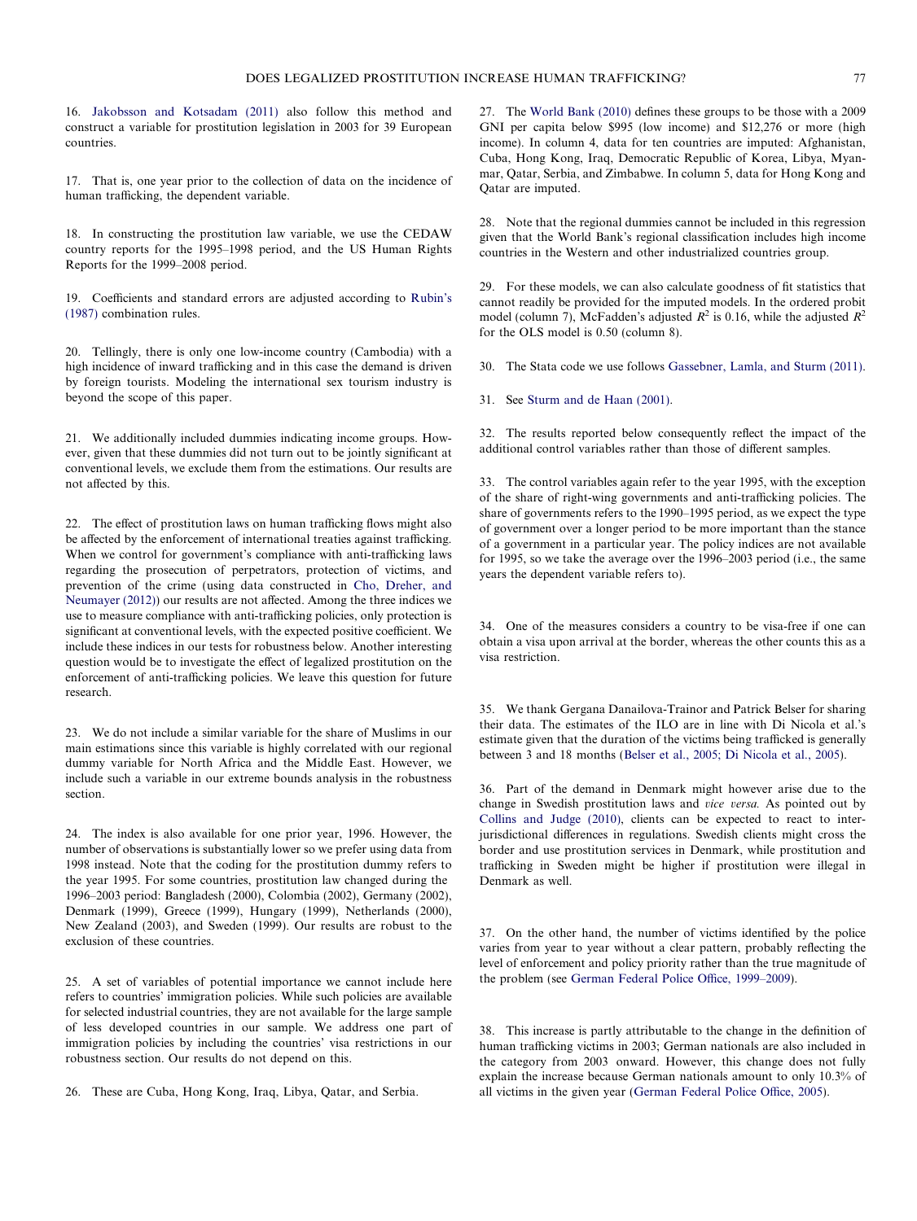16. Jakobsson and Kotsadam (2011) also follow this method and construct a variable for prostitution legislation in 2003 for 39 European countries.

17. That is, one year prior to the collection of data on the incidence of human trafficking, the dependent variable.

18. In constructing the prostitution law variable, we use the CEDAW country reports for the 1995–1998 period, and the US Human Rights Reports for the 1999–2008 period.

19. Coefficients and standard errors are adjusted according to Rubin's (1987) combination rules.

20. Tellingly, there is only one low-income country (Cambodia) with a high incidence of inward trafficking and in this case the demand is driven by foreign tourists. Modeling the international sex tourism industry is beyond the scope of this paper.

21. We additionally included dummies indicating income groups. However, given that these dummies did not turn out to be jointly significant at conventional levels, we exclude them from the estimations. Our results are not affected by this.

22. The effect of prostitution laws on human trafficking flows might also be affected by the enforcement of international treaties against trafficking. When we control for government's compliance with anti-trafficking laws regarding the prosecution of perpetrators, protection of victims, and prevention of the crime (using data constructed in Cho, Dreher, and Neumayer (2012)) our results are not affected. Among the three indices we use to measure compliance with anti-trafficking policies, only protection is significant at conventional levels, with the expected positive coefficient. We include these indices in our tests for robustness below. Another interesting question would be to investigate the effect of legalized prostitution on the enforcement of anti-trafficking policies. We leave this question for future research.

23. We do not include a similar variable for the share of Muslims in our main estimations since this variable is highly correlated with our regional dummy variable for North Africa and the Middle East. However, we include such a variable in our extreme bounds analysis in the robustness section.

24. The index is also available for one prior year, 1996. However, the number of observations is substantially lower so we prefer using data from 1998 instead. Note that the coding for the prostitution dummy refers to the year 1995. For some countries, prostitution law changed during the 1996–2003 period: Bangladesh (2000), Colombia (2002), Germany (2002), Denmark (1999), Greece (1999), Hungary (1999), Netherlands (2000), New Zealand (2003), and Sweden (1999). Our results are robust to the exclusion of these countries.

25. A set of variables of potential importance we cannot include here refers to countries' immigration policies. While such policies are available for selected industrial countries, they are not available for the large sample of less developed countries in our sample. We address one part of immigration policies by including the countries' visa restrictions in our robustness section. Our results do not depend on this.

26. These are Cuba, Hong Kong, Iraq, Libya, Qatar, and Serbia.

27. The World Bank (2010) defines these groups to be those with a 2009 GNI per capita below $995 (low income) and $12,276 or more (high income). In column 4, data for ten countries are imputed: Afghanistan, Cuba, Hong Kong, Iraq, Democratic Republic of Korea, Libya, Myanmar, Qatar, Serbia, and Zimbabwe. In column 5, data for Hong Kong and Qatar are imputed.

28. Note that the regional dummies cannot be included in this regression given that the World Bank's regional classification includes high income countries in the Western and other industrialized countries group.

29. For these models, we can also calculate goodness of fit statistics that cannot readily be provided for the imputed models. In the ordered probit model (column 7), McFadden's adjusted $R^2$ is 0.16, while the adjusted $R^2$ for the OLS model is 0.50 (column 8).

30. The Stata code we use follows Gassebner, Lamla, and Sturm (2011).

31. See Sturm and de Haan (2001).

32. The results reported below consequently reflect the impact of the additional control variables rather than those of different samples.

33. The control variables again refer to the year 1995, with the exception of the share of right-wing governments and anti-trafficking policies. The share of governments refers to the 1990–1995 period, as we expect the type of government over a longer period to be more important than the stance of a government in a particular year. The policy indices are not available for 1995, so we take the average over the 1996–2003 period (i.e., the same years the dependent variable refers to).

34. One of the measures considers a country to be visa-free if one can obtain a visa upon arrival at the border, whereas the other counts this as a visa restriction.

35. We thank Gergana Danailova-Trainor and Patrick Belser for sharing their data. The estimates of the ILO are in line with Di Nicola et al.'s estimate given that the duration of the victims being trafficked is generally between 3 and 18 months (Belser et al., 2005; Di Nicola et al., 2005).

36. Part of the demand in Denmark might however arise due to the change in Swedish prostitution laws and *vice versa.* As pointed out by Collins and Judge (2010), clients can be expected to react to inter-jurisdictional differences in regulations. Swedish clients might cross the border and use prostitution services in Denmark, while prostitution and trafficking in Sweden might be higher if prostitution were illegal in Denmark as well.

37. On the other hand, the number of victims identified by the police varies from year to year without a clear pattern, probably reflecting the level of enforcement and policy priority rather than the true magnitude of the problem (see German Federal Police Office, 1999–2009).

38. This increase is partly attributable to the change in the definition of human trafficking victims in 2003; German nationals are also included in the category from 2003 onward. However, this change does not fully explain the increase because German nationals amount to only 10.3% of all victims in the given year (German Federal Police Office, 2005).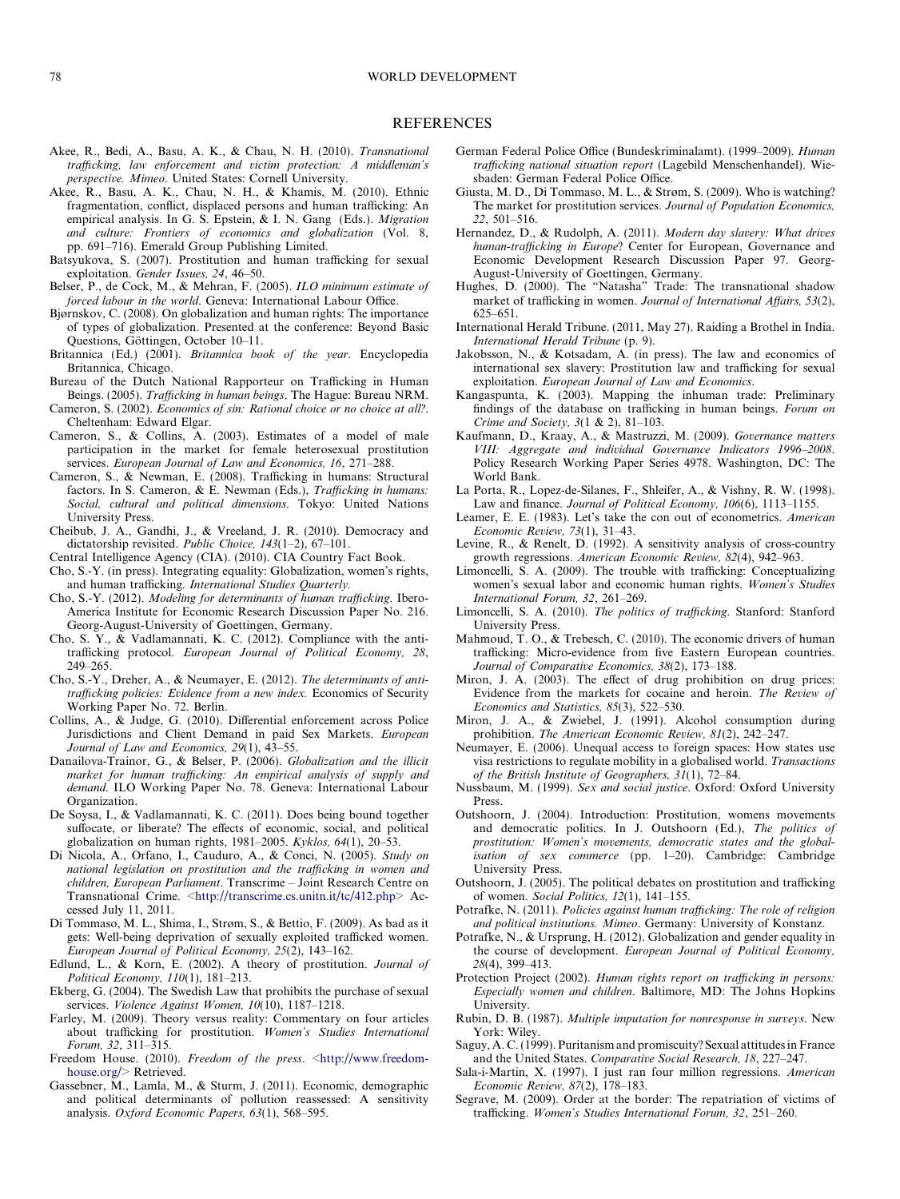## REFERENCES

Akee, R., Bedi, A., Basu, A. K., & Chau, N. H. (2010). *Transnational trafficking, law enforcement and victim protection: A middleman's perspective. Mimeo*. United States: Cornell University.

Akee, R., Basu, A. K., Chau, N. H., & Khamis, M. (2010). Ethnic fragmentation, conflict, displaced persons and human trafficking: An empirical analysis. In G. S. Epstein, & I. N. Gang (Eds.). *Migration and culture: Frontiers of economics and globalization* (Vol. 8, pp. 691–716). Emerald Group Publishing Limited.

Batsyukova, S. (2007). Prostitution and human trafficking for sexual exploitation. *Gender Issues, 24*, 46–50.

Belser, P., de Cock, M., & Mehran, F. (2005). *ILO minimum estimate of forced labour in the world*. Geneva: International Labour Office.

Bjørnskov, C. (2008). On globalization and human rights: The importance of types of globalization. Presented at the conference: Beyond Basic Questions, Göttingen, October 10–11.

Britannica (Ed.) (2001). *Britannica book of the year*. Encyclopedia Britannica, Chicago.

Bureau of the Dutch National Rapporteur on Trafficking in Human Beings. (2005). *Trafficking in human beings*. The Hague: Bureau NRM.

Cameron, S. (2002). *Economics of sin: Rational choice or no choice at all?*. Cheltenham: Edward Elgar.

Cameron, S., & Collins, A. (2003). Estimates of a model of male participation in the market for female heterosexual prostitution services. *European Journal of Law and Economics, 16*, 271–288.

Cameron, S., & Newman, E. (2008). Trafficking in humans: Structural factors. In S. Cameron, & E. Newman (Eds.), *Trafficking in humans: Social, cultural and political dimensions*. Tokyo: United Nations University Press.

Cheibub, J. A., Gandhi, J., & Vreeland, J. R. (2010). Democracy and dictatorship revisited. *Public Choice, 143*(1–2), 67–101.

Central Intelligence Agency (CIA). (2010). CIA Country Fact Book.

Cho, S.-Y. (in press). Integrating equality: Globalization, women's rights, and human trafficking. *International Studies Quarterly*.

Cho, S.-Y. (2012). *Modeling for determinants of human trafficking*. Ibero-America Institute for Economic Research Discussion Paper No. 216. Georg-August-University of Goettingen, Germany.

Cho, S. Y., & Vadlamannati, K. C. (2012). Compliance with the anti-trafficking protocol. *European Journal of Political Economy, 28*, 249–265.

Cho, S.-Y., Dreher, A., & Neumayer, E. (2012). *The determinants of anti-trafficking policies: Evidence from a new index*. Economics of Security Working Paper No. 72. Berlin.

Collins, A., & Judge, G. (2010). Differential enforcement across Police Jurisdictions and Client Demand in paid Sex Markets. *European Journal of Law and Economics, 29*(1), 43–55.

Danailova-Trainor, G., & Belser, P. (2006). *Globalization and the illicit market for human trafficking: An empirical analysis of supply and demand*. ILO Working Paper No. 78. Geneva: International Labour Organization.

De Soysa, I., & Vadlamannati, K. C. (2011). Does being bound together suffocate, or liberate? The effects of economic, social, and political globalization on human rights, 1981–2005. *Kyklos, 64*(1), 20–53.

Di Nicola, A., Orfano, I., Cauduro, A., & Conci, N. (2005). *Study on national legislation on prostitution and the trafficking in women and children, European Parliament*. Transcrime – Joint Research Centre on Transnational Crime. <http://transcrime.cs.unitn.it/tc/412.php> Accessed July 11, 2011.

Di Tommaso, M. L., Shima, I., Strøm, S., & Bettio, F. (2009). As bad as it gets: Well-being deprivation of sexually exploited trafficked women. *European Journal of Political Economy, 25*(2), 143–162.

Edlund, L., & Korn, E. (2002). A theory of prostitution. *Journal of Political Economy, 110*(1), 181–213.

Ekberg, G. (2004). The Swedish Law that prohibits the purchase of sexual services. *Violence Against Women, 10*(10), 1187–1218.

Farley, M. (2009). Theory versus reality: Commentary on four articles about trafficking for prostitution. *Women's Studies International Forum, 32*, 311–315.

Freedom House. (2010). *Freedom of the press*. <http://www.freedomhouse.org/> Retrieved.

Gassebner, M., Lamla, M., & Sturm, J. (2011). Economic, demographic and political determinants of pollution reassessed: A sensitivity analysis. *Oxford Economic Papers, 63*(1), 568–595.

German Federal Police Office (Bundeskriminalamt). (1999–2009). *Human trafficking national situation report* (Lagebild Menschenhandel). Wiesbaden: German Federal Police Office.

Giusta, M. D., Di Tommaso, M. L., & Strøm, S. (2009). Who is watching? The market for prostitution services. *Journal of Population Economics, 22*, 501–516.

Hernandez, D., & Rudolph, A. (2011). *Modern day slavery: What drives human-trafficking in Europe*? Center for European, Governance and Economic Development Research Discussion Paper 97. Georg-August-University of Goettingen, Germany.

Hughes, D. (2000). The "Natasha" Trade: The transnational shadow market of trafficking in women. *Journal of International Affairs, 53*(2), 625–651.

International Herald Tribune. (2011, May 27). Raiding a Brothel in India. *International Herald Tribune* (p. 9).

Jakobsson, N., & Kotsadam, A. (in press). The law and economics of international sex slavery: Prostitution law and trafficking for sexual exploitation. *European Journal of Law and Economics*.

Kangaspunta, K. (2003). Mapping the inhuman trade: Preliminary findings of the database on trafficking in human beings. *Forum on Crime and Society, 3*(1 & 2), 81–103.

Kaufmann, D., Kraay, A., & Mastruzzi, M. (2009). *Governance matters VIII: Aggregate and individual Governance Indicators 1996–2008*. Policy Research Working Paper Series 4978. Washington, DC: The World Bank.

La Porta, R., Lopez-de-Silanes, F., Shleifer, A., & Vishny, R. W. (1998). Law and finance. *Journal of Political Economy, 106*(6), 1113–1155.

Leamer, E. E. (1983). Let's take the con out of econometrics. *American Economic Review, 73*(1), 31–43.

Levine, R., & Renelt, D. (1992). A sensitivity analysis of cross-country growth regressions. *American Economic Review, 82*(4), 942–963.

Limoncelli, S. A. (2009). The trouble with trafficking: Conceptualizing women's sexual labor and economic human rights. *Women's Studies International Forum, 32*, 261–269.

Limoncelli, S. A. (2010). *The politics of trafficking*. Stanford: Stanford University Press.

Mahmoud, T. O., & Trebesch, C. (2010). The economic drivers of human trafficking: Micro-evidence from five Eastern European countries. *Journal of Comparative Economics, 38*(2), 173–188.

Miron, J. A. (2003). The effect of drug prohibition on drug prices: Evidence from the markets for cocaine and heroin. *The Review of Economics and Statistics, 85*(3), 522–530.

Miron, J. A., & Zwiebel, J. (1991). Alcohol consumption during prohibition. *The American Economic Review, 81*(2), 242–247.

Neumayer, E. (2006). Unequal access to foreign spaces: How states use visa restrictions to regulate mobility in a globalised world. *Transactions of the British Institute of Geographers, 31*(1), 72–84.

Nussbaum, M. (1999). *Sex and social justice*. Oxford: Oxford University Press.

Outshoorn, J. (2004). Introduction: Prostitution, womens movements and democratic politics. In J. Outshoorn (Ed.), *The politics of prostitution: Women's movements, democratic states and the globalisation of sex commerce* (pp. 1–20). Cambridge: Cambridge University Press.

Outshoorn, J. (2005). The political debates on prostitution and trafficking of women. *Social Politics, 12*(1), 141–155.

Potrafke, N. (2011). *Policies against human trafficking: The role of religion and political institutions. Mimeo*. Germany: University of Konstanz.

Potrafke, N., & Ursprung, H. (2012). Globalization and gender equality in the course of development. *European Journal of Political Economy, 28*(4), 399–413.

Protection Project (2002). *Human rights report on trafficking in persons: Especially women and children*. Baltimore, MD: The Johns Hopkins University.

Rubin, D. B. (1987). *Multiple imputation for nonresponse in surveys*. New York: Wiley.

Saguy, A. C. (1999). Puritanism and promiscuity? Sexual attitudes in France and the United States. *Comparative Social Research, 18*, 227–247.

Sala-i-Martin, X. (1997). I just ran four million regressions. *American Economic Review, 87*(2), 178–183.

Segrave, M. (2009). Order at the border: The repatriation of victims of trafficking. *Women's Studies International Forum, 32*, 251–260.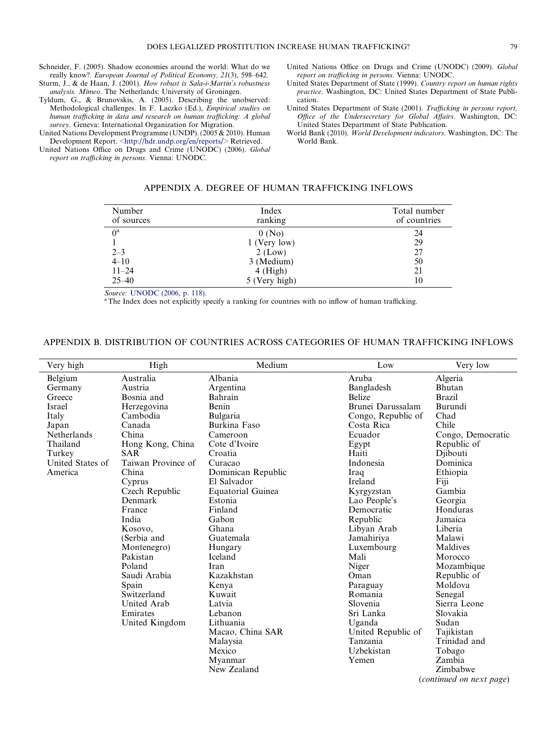Schneider, F. (2005). Shadow economies around the world: What do we really know?. *European Journal of Political Economy, 21*(3), 598–642.

Sturm, J., & de Haan, J. (2001). *How robust is Sala-i-Martin's robustness analysis. Mimeo*. The Netherlands: University of Groningen.

Tyldum, G., & Brunovskis, A. (2005). Describing the unobserved: Methodological challenges. In F. Laczko (Ed.), *Empirical studies on human trafficking in data and research on human trafficking: A global survey*. Geneva: International Organization for Migration.

United Nations Development Programme (UNDP). (2005 & 2010). Human Development Report. <http://hdr.undp.org/en/reports/> Retrieved.

United Nations Office on Drugs and Crime (UNODC) (2006). *Global report on trafficking in persons*. Vienna: UNODC.

United Nations Office on Drugs and Crime (UNODC) (2009). *Global report on trafficking in persons*. Vienna: UNODC.

United States Department of State (1999). *Country report on human rights practice*. Washington, DC: United States Department of State Publication.

United States Department of State (2001). *Trafficking in persons report, Office of the Undersecretary for Global Affairs*. Washington, DC: United States Department of State Publication.

World Bank (2010). *World Development indicators*. Washington, DC: The World Bank.

## APPENDIX A. DEGREE OF HUMAN TRAFFICKING INFLOWS

| Number of sources | Index ranking | Total number of countries |
|---|---|---|
| 0[a] | 0 (No) | 24 |
| 1 | 1 (Very low) | 29 |
| 2–3 | 2 (Low) | 27 |
| 4–10 | 3 (Medium) | 50 |
| 11–24 | 4 (High) | 21 |
| 25–40 | 5 (Very high) | 10 |

*Source:* UNODC (2006, p. 118).

[a] The Index does not explicitly specify a ranking for countries with no inflow of human trafficking.

## APPENDIX B. DISTRIBUTION OF COUNTRIES ACROSS CATEGORIES OF HUMAN TRAFFICKING INFLOWS

| Very high | High | Medium | Low | Very low |
|---|---|---|---|---|
| Belgium | Australia | Albania | Aruba | Algeria |
| Germany | Austria | Argentina | Bangladesh | Bhutan |
| Greece | Bosnia and Herzegovina | Bahrain | Belize | Brazil |
| Israel | Cambodia | Benin | Brunei Darussalam | Burundi |
| Italy | Canada | Bulgaria | Congo, Republic of | Chad |
| Japan | China | Burkina Faso | Costa Rica | Chile |
| Netherlands | Hong Kong, China SAR | Cameroon | Ecuador | Congo, Democratic Republic of |
| Thailand | Taiwan Province of China | Cote d'Ivoire | Egypt | Djibouti |
| Turkey | Cyprus | Croatia | Haiti | Dominica |
| United States of America | Czech Republic | Curacao | Indonesia | Ethiopia |
| | Denmark | Dominican Republic | Iraq | Fiji |
| | France | El Salvador | Ireland | Gambia |
| | India | Equatorial Guinea | Kyrgyzstan | Georgia |
| | Kosovo, (Serbia and Montenegro) | Estonia | Lao People's Democratic Republic | Honduras |
| | Pakistan | Finland | Libyan Arab Jamahiriya | Jamaica |
| | Poland | Gabon | Luxembourg | Liberia |
| | Saudi Arabia | Ghana | Mali | Malawi |
| | Spain | Guatemala | Niger | Maldives |
| | Switzerland | Hungary | Oman | Morocco |
| | United Arab Emirates | Iceland | Paraguay | Mozambique |
| | United Kingdom | Iran | Romania | Republic of Moldova |
| | | Kazakhstan | Slovenia | Senegal |
| | | Kenya | Sri Lanka | Sierra Leone |
| | | Kuwait | Uganda | Slovakia |
| | | Latvia | United Republic of Tanzania | Sudan |
| | | Lebanon | Uzbekistan | Tajikistan |
| | | Lithuania | Yemen | Trinidad and Tobago |
| | | Macao, China SAR | | Zambia |
| | | Malaysia | | Zimbabwe |
| | | Mexico | | |
| | | Myanmar | | |
| | | New Zealand | | |

(*continued on next page*)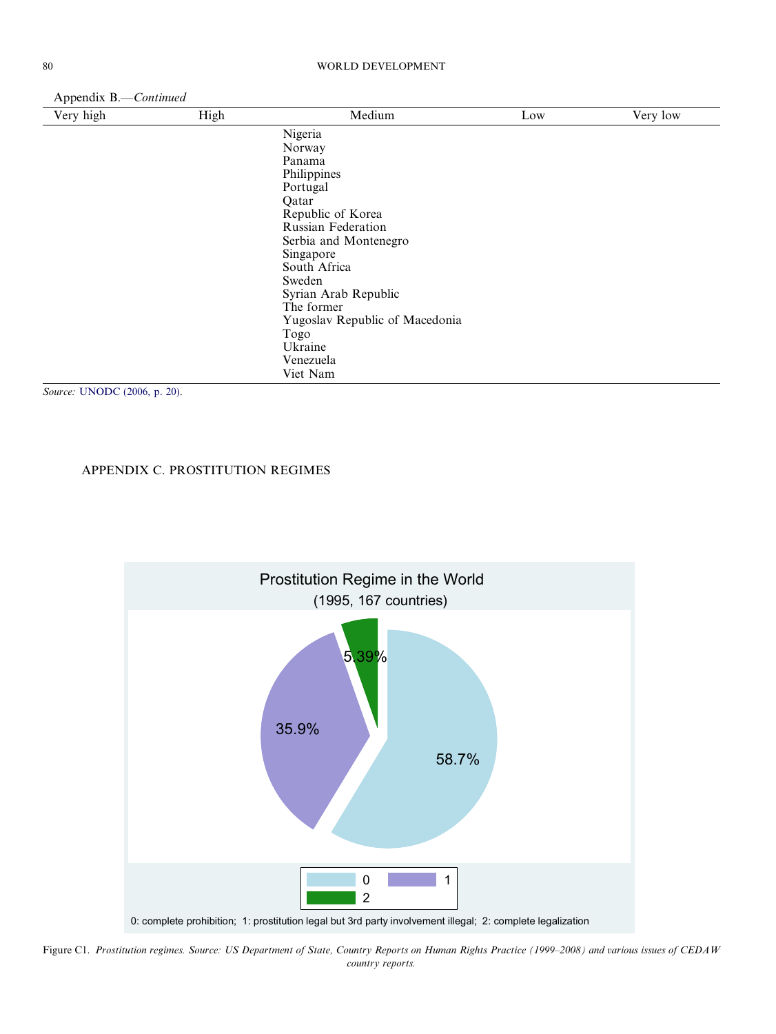Appendix B.—*Continued*

| Very high | High | Medium | Low | Very low |
|---|---|---|---|---|
| | | Nigeria | | |
| | | Norway | | |
| | | Panama | | |
| | | Philippines | | |
| | | Portugal | | |
| | | Qatar | | |
| | | Republic of Korea | | |
| | | Russian Federation | | |
| | | Serbia and Montenegro | | |
| | | Singapore | | |
| | | South Africa | | |
| | | Sweden | | |
| | | Syrian Arab Republic | | |
| | | The former Yugoslav Republic of Macedonia | | |
| | | Togo | | |
| | | Ukraine | | |
| | | Venezuela | | |
| | | Viet Nam | | |

*Source:* UNODC (2006, p. 20).

## APPENDIX C. PROSTITUTION REGIMES

Prostitution Regime in the World
(1995, 167 countries)

0: 58.7%; 1: 35.9%; 2: 5.39%

0: complete prohibition; 1: prostitution legal but 3rd party involvement illegal; 2: complete legalization

Figure C1. *Prostitution regimes. Source: US Department of State, Country Reports on Human Rights Practice (1999–2008) and various issues of CEDAW country reports.*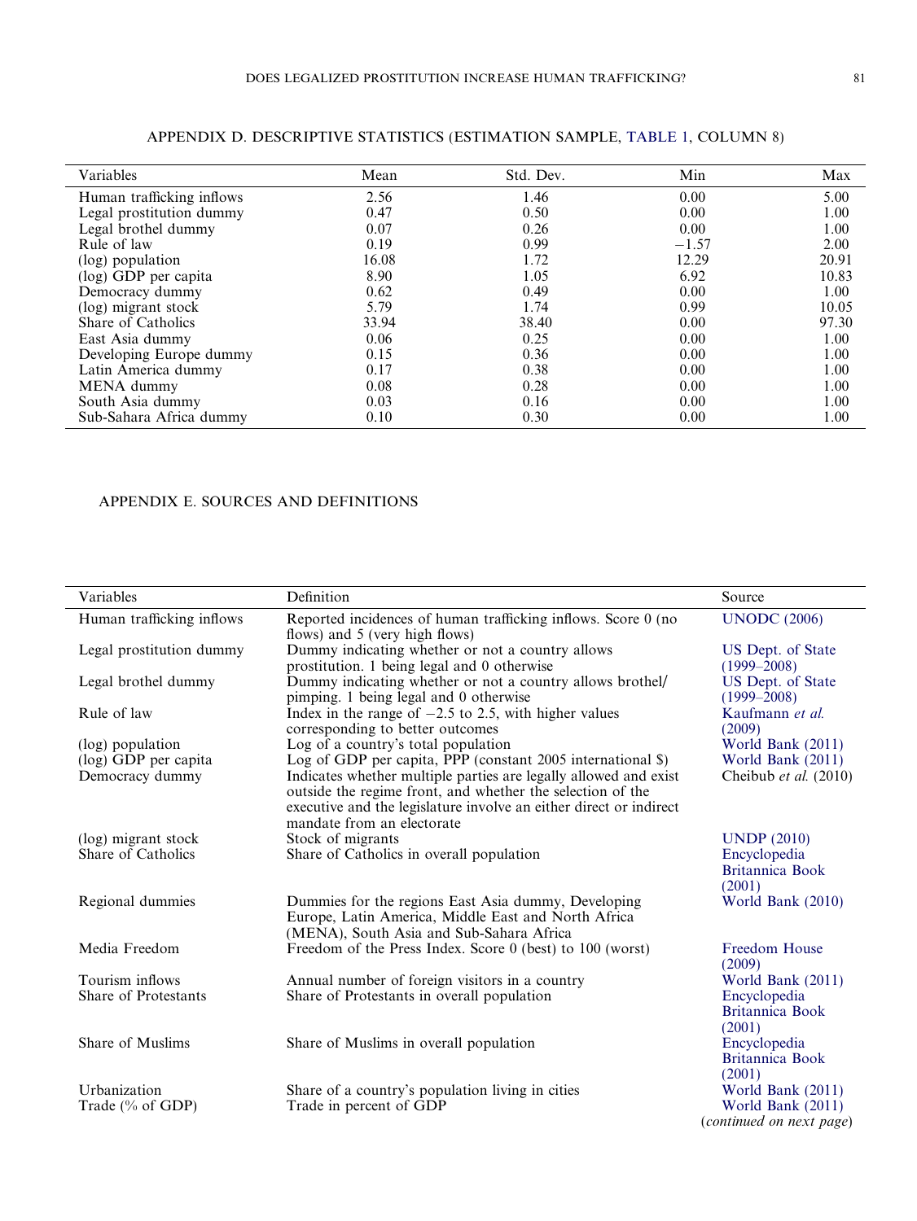## APPENDIX D. DESCRIPTIVE STATISTICS (ESTIMATION SAMPLE, TABLE 1, COLUMN 8)

| Variables | Mean | Std. Dev. | Min | Max |
|---|---|---|---|---|
| Human trafficking inflows | 2.56 | 1.46 | 0.00 | 5.00 |
| Legal prostitution dummy | 0.47 | 0.50 | 0.00 | 1.00 |
| Legal brothel dummy | 0.07 | 0.26 | 0.00 | 1.00 |
| Rule of law | 0.19 | 0.99 | −1.57 | 2.00 |
| (log) population | 16.08 | 1.72 | 12.29 | 20.91 |
| (log) GDP per capita | 8.90 | 1.05 | 6.92 | 10.83 |
| Democracy dummy | 0.62 | 0.49 | 0.00 | 1.00 |
| (log) migrant stock | 5.79 | 1.74 | 0.99 | 10.05 |
| Share of Catholics | 33.94 | 38.40 | 0.00 | 97.30 |
| East Asia dummy | 0.06 | 0.25 | 0.00 | 1.00 |
| Developing Europe dummy | 0.15 | 0.36 | 0.00 | 1.00 |
| Latin America dummy | 0.17 | 0.38 | 0.00 | 1.00 |
| MENA dummy | 0.08 | 0.28 | 0.00 | 1.00 |
| South Asia dummy | 0.03 | 0.16 | 0.00 | 1.00 |
| Sub-Sahara Africa dummy | 0.10 | 0.30 | 0.00 | 1.00 |

## APPENDIX E. SOURCES AND DEFINITIONS

| Variables | Definition | Source |
|---|---|---|
| Human trafficking inflows | Reported incidences of human trafficking inflows. Score 0 (no flows) and 5 (very high flows) | UNODC (2006) |
| Legal prostitution dummy | Dummy indicating whether or not a country allows prostitution. 1 being legal and 0 otherwise | US Dept. of State (1999–2008) |
| Legal brothel dummy | Dummy indicating whether or not a country allows brothel/ pimping. 1 being legal and 0 otherwise | US Dept. of State (1999–2008) |
| Rule of law | Index in the range of −2.5 to 2.5, with higher values corresponding to better outcomes | Kaufmann *et al.* (2009) |
| (log) population | Log of a country's total population | World Bank (2011) |
| (log) GDP per capita | Log of GDP per capita, PPP (constant 2005 international $) | World Bank (2011) |
| Democracy dummy | Indicates whether multiple parties are legally allowed and exist outside the regime front, and whether the selection of the executive and the legislature involve an either direct or indirect mandate from an electorate | Cheibub *et al.* (2010) |
| (log) migrant stock | Stock of migrants | UNDP (2010) |
| Share of Catholics | Share of Catholics in overall population | Encyclopedia Britannica Book (2001) |
| Regional dummies | Dummies for the regions East Asia dummy, Developing Europe, Latin America, Middle East and North Africa (MENA), South Asia and Sub-Sahara Africa | World Bank (2010) |
| Media Freedom | Freedom of the Press Index. Score 0 (best) to 100 (worst) | Freedom House (2009) |
| Tourism inflows | Annual number of foreign visitors in a country | World Bank (2011) |
| Share of Protestants | Share of Protestants in overall population | Encyclopedia Britannica Book (2001) |
| Share of Muslims | Share of Muslims in overall population | Encyclopedia Britannica Book (2001) |
| Urbanization | Share of a country's population living in cities | World Bank (2011) |
| Trade (% of GDP) | Trade in percent of GDP | World Bank (2011) |

(*continued on next page*)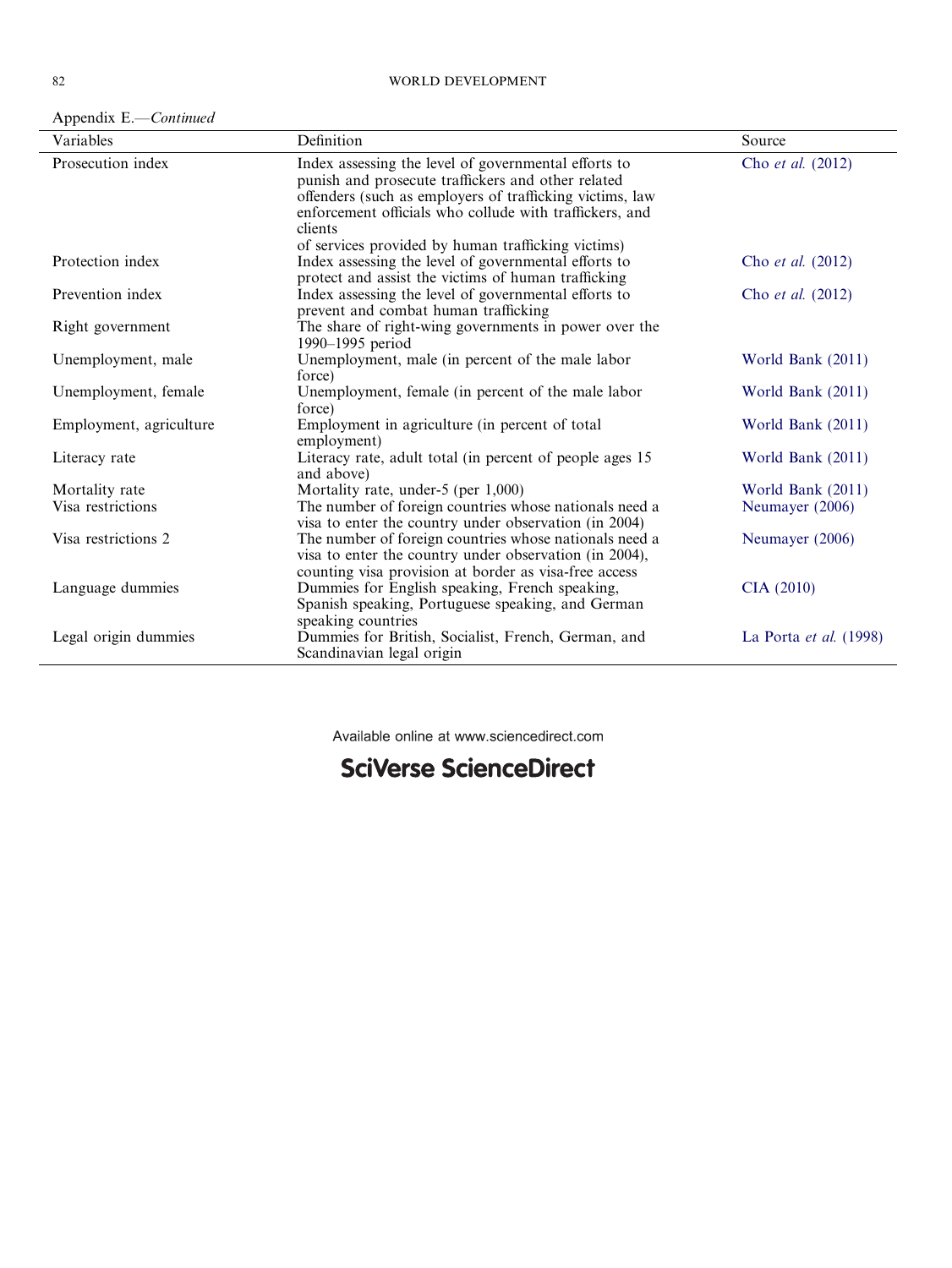Appendix E.—*Continued*

| Variables | Definition | Source |
| --- | --- | --- |
| Prosecution index | Index assessing the level of governmental efforts to punish and prosecute traffickers and other related offenders (such as employers of trafficking victims, law enforcement officials who collude with traffickers, and clients of services provided by human trafficking victims) | Cho *et al.* (2012) |
| Protection index | Index assessing the level of governmental efforts to protect and assist the victims of human trafficking | Cho *et al.* (2012) |
| Prevention index | Index assessing the level of governmental efforts to prevent and combat human trafficking | Cho *et al.* (2012) |
| Right government | The share of right-wing governments in power over the 1990–1995 period | |
| Unemployment, male | Unemployment, male (in percent of the male labor force) | World Bank (2011) |
| Unemployment, female | Unemployment, female (in percent of the male labor force) | World Bank (2011) |
| Employment, agriculture | Employment in agriculture (in percent of total employment) | World Bank (2011) |
| Literacy rate | Literacy rate, adult total (in percent of people ages 15 and above) | World Bank (2011) |
| Mortality rate | Mortality rate, under-5 (per 1,000) | World Bank (2011) |
| Visa restrictions | The number of foreign countries whose nationals need a visa to enter the country under observation (in 2004) | Neumayer (2006) |
| Visa restrictions 2 | The number of foreign countries whose nationals need a visa to enter the country under observation (in 2004), counting visa provision at border as visa-free access | Neumayer (2006) |
| Language dummies | Dummies for English speaking, French speaking, Spanish speaking, Portuguese speaking, and German speaking countries | CIA (2010) |
| Legal origin dummies | Dummies for British, Socialist, French, German, and Scandinavian legal origin | La Porta *et al.* (1998) |

Available online at www.sciencedirect.com

**SciVerse ScienceDirect**